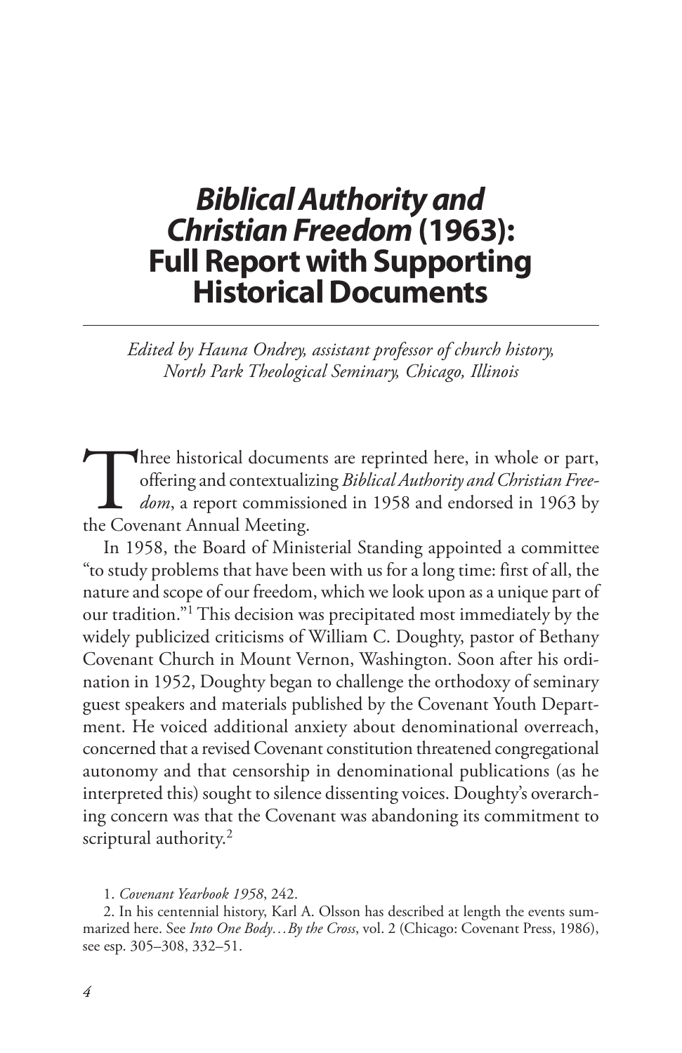# *Biblical Authority and Christian Freedom* (1963): Full Report with Supporting Historical Documents

*Edited by Hauna Ondrey, assistant professor of church history, North Park Theological Seminary, Chicago, Illinois*

Three historical documents are reprinted here, in whole or part, offering and contextualizing *Biblical Authority and Christian Freedom*, a report commissioned in 1958 and endorsed in 1963 by the Covenant Annual Meeting.

In 1958, the Board of Ministerial Standing appointed a committee "to study problems that have been with us for a long time: first of all, the nature and scope of our freedom, which we look upon as a unique part of our tradition."[1] This decision was precipitated most immediately by the widely publicized criticisms of William C. Doughty, pastor of Bethany Covenant Church in Mount Vernon, Washington. Soon after his ordination in 1952, Doughty began to challenge the orthodoxy of seminary guest speakers and materials published by the Covenant Youth Department. He voiced additional anxiety about denominational overreach, concerned that a revised Covenant constitution threatened congregational autonomy and that censorship in denominational publications (as he interpreted this) sought to silence dissenting voices. Doughty's overarching concern was that the Covenant was abandoning its commitment to scriptural authority.[2]

1. *Covenant Yearbook 1958*, 242.

2. In his centennial history, Karl A. Olsson has described at length the events summarized here. See *Into One Body…By the Cross*, vol. 2 (Chicago: Covenant Press, 1986), see esp. 305–308, 332–51.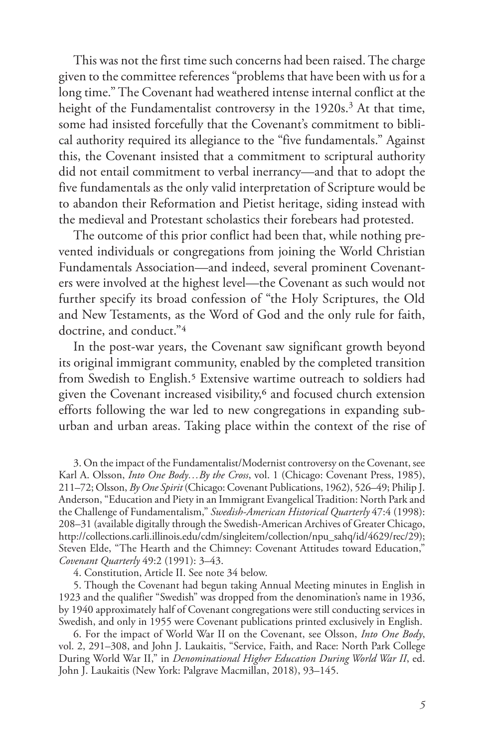This was not the first time such concerns had been raised. The charge given to the committee references "problems that have been with us for a long time." The Covenant had weathered intense internal conflict at the height of the Fundamentalist controversy in the 1920s.[3] At that time, some had insisted forcefully that the Covenant's commitment to biblical authority required its allegiance to the "five fundamentals." Against this, the Covenant insisted that a commitment to scriptural authority did not entail commitment to verbal inerrancy—and that to adopt the five fundamentals as the only valid interpretation of Scripture would be to abandon their Reformation and Pietist heritage, siding instead with the medieval and Protestant scholastics their forebears had protested.

The outcome of this prior conflict had been that, while nothing prevented individuals or congregations from joining the World Christian Fundamentals Association—and indeed, several prominent Covenanters were involved at the highest level—the Covenant as such would not further specify its broad confession of "the Holy Scriptures, the Old and New Testaments, as the Word of God and the only rule for faith, doctrine, and conduct."[4]

In the post-war years, the Covenant saw significant growth beyond its original immigrant community, enabled by the completed transition from Swedish to English.[5] Extensive wartime outreach to soldiers had given the Covenant increased visibility,[6] and focused church extension efforts following the war led to new congregations in expanding suburban and urban areas. Taking place within the context of the rise of

3. On the impact of the Fundamentalist/Modernist controversy on the Covenant, see Karl A. Olsson, *Into One Body…By the Cross*, vol. 1 (Chicago: Covenant Press, 1985), 211–72; Olsson, *By One Spirit* (Chicago: Covenant Publications, 1962), 526–49; Philip J. Anderson, "Education and Piety in an Immigrant Evangelical Tradition: North Park and the Challenge of Fundamentalism," *Swedish-American Historical Quarterly* 47:4 (1998): 208–31 (available digitally through the Swedish-American Archives of Greater Chicago, http://collections.carli.illinois.edu/cdm/singleitem/collection/npu_sahq/id/4629/rec/29); Steven Elde, "The Hearth and the Chimney: Covenant Attitudes toward Education," *Covenant Quarterly* 49:2 (1991): 3–43.

4. Constitution, Article II. See note 34 below.

5. Though the Covenant had begun taking Annual Meeting minutes in English in 1923 and the qualifier "Swedish" was dropped from the denomination's name in 1936, by 1940 approximately half of Covenant congregations were still conducting services in Swedish, and only in 1955 were Covenant publications printed exclusively in English.

6. For the impact of World War II on the Covenant, see Olsson, *Into One Body*, vol. 2, 291–308, and John J. Laukaitis, "Service, Faith, and Race: North Park College During World War II," in *Denominational Higher Education During World War II*, ed. John J. Laukaitis (New York: Palgrave Macmillan, 2018), 93–145.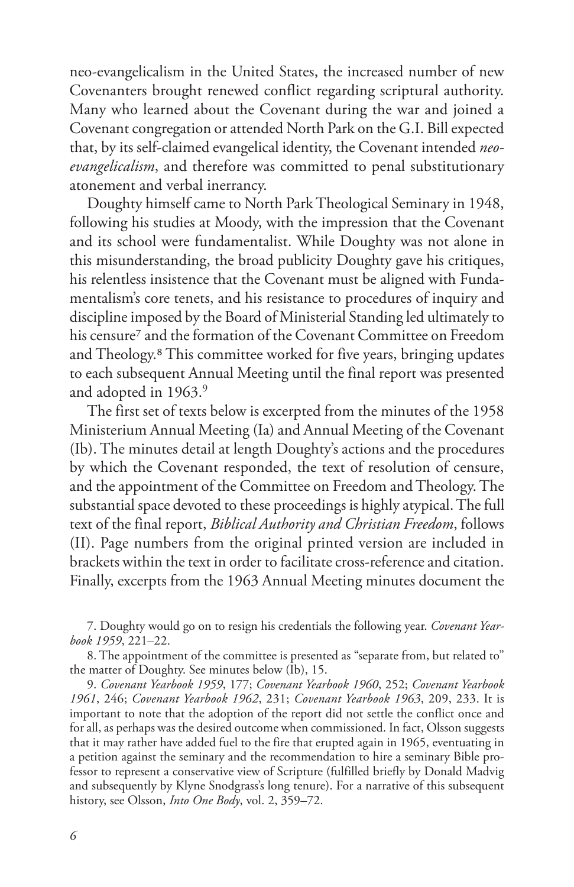neo-evangelicalism in the United States, the increased number of new Covenanters brought renewed conflict regarding scriptural authority. Many who learned about the Covenant during the war and joined a Covenant congregation or attended North Park on the G.I. Bill expected that, by its self-claimed evangelical identity, the Covenant intended *neo-evangelicalism*, and therefore was committed to penal substitutionary atonement and verbal inerrancy.

Doughty himself came to North Park Theological Seminary in 1948, following his studies at Moody, with the impression that the Covenant and its school were fundamentalist. While Doughty was not alone in this misunderstanding, the broad publicity Doughty gave his critiques, his relentless insistence that the Covenant must be aligned with Fundamentalism's core tenets, and his resistance to procedures of inquiry and discipline imposed by the Board of Ministerial Standing led ultimately to his censure[7] and the formation of the Covenant Committee on Freedom and Theology.[8] This committee worked for five years, bringing updates to each subsequent Annual Meeting until the final report was presented and adopted in 1963.[9]

The first set of texts below is excerpted from the minutes of the 1958 Ministerium Annual Meeting (Ia) and Annual Meeting of the Covenant (Ib). The minutes detail at length Doughty's actions and the procedures by which the Covenant responded, the text of resolution of censure, and the appointment of the Committee on Freedom and Theology. The substantial space devoted to these proceedings is highly atypical. The full text of the final report, *Biblical Authority and Christian Freedom*, follows (II). Page numbers from the original printed version are included in brackets within the text in order to facilitate cross-reference and citation. Finally, excerpts from the 1963 Annual Meeting minutes document the

7. Doughty would go on to resign his credentials the following year. *Covenant Yearbook 1959*, 221–22.

8. The appointment of the committee is presented as "separate from, but related to" the matter of Doughty. See minutes below (Ib), 15.

9. *Covenant Yearbook 1959*, 177; *Covenant Yearbook 1960*, 252; *Covenant Yearbook 1961*, 246; *Covenant Yearbook 1962*, 231; *Covenant Yearbook 1963*, 209, 233. It is important to note that the adoption of the report did not settle the conflict once and for all, as perhaps was the desired outcome when commissioned. In fact, Olsson suggests that it may rather have added fuel to the fire that erupted again in 1965, eventuating in a petition against the seminary and the recommendation to hire a seminary Bible professor to represent a conservative view of Scripture (fulfilled briefly by Donald Madvig and subsequently by Klyne Snodgrass's long tenure). For a narrative of this subsequent history, see Olsson, *Into One Body*, vol. 2, 359–72.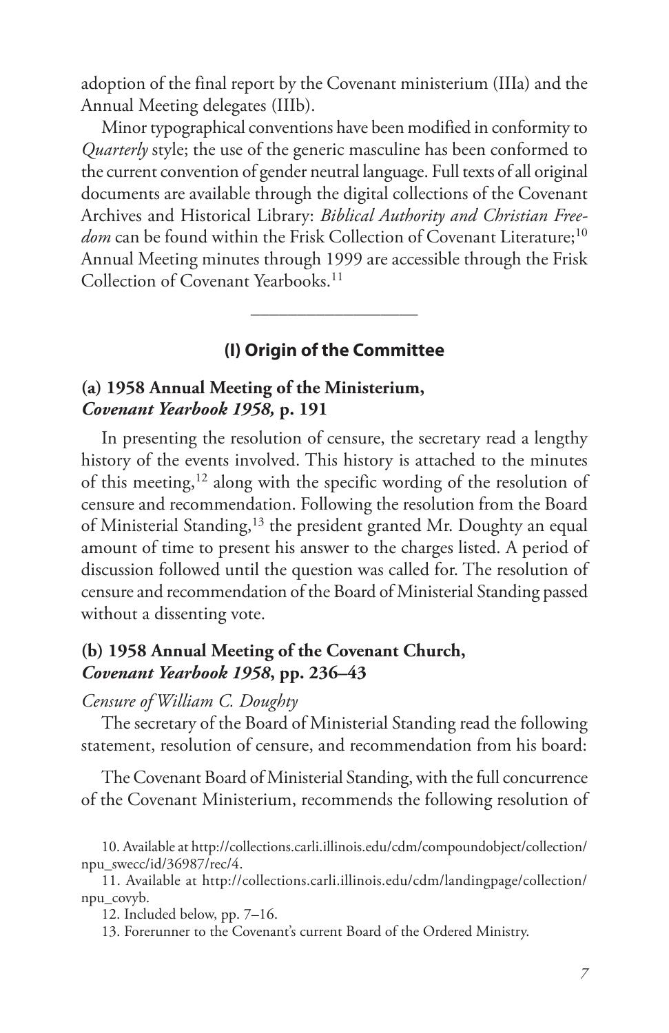adoption of the final report by the Covenant ministerium (IIIa) and the Annual Meeting delegates (IIIb).

Minor typographical conventions have been modified in conformity to *Quarterly* style; the use of the generic masculine has been conformed to the current convention of gender neutral language. Full texts of all original documents are available through the digital collections of the Covenant Archives and Historical Library: *Biblical Authority and Christian Freedom* can be found within the Frisk Collection of Covenant Literature;[10] Annual Meeting minutes through 1999 are accessible through the Frisk Collection of Covenant Yearbooks.[11]

---

## (I) Origin of the Committee

### (a) 1958 Annual Meeting of the Ministerium, *Covenant Yearbook 1958,* p. 191

In presenting the resolution of censure, the secretary read a lengthy history of the events involved. This history is attached to the minutes of this meeting,[12] along with the specific wording of the resolution of censure and recommendation. Following the resolution from the Board of Ministerial Standing,[13] the president granted Mr. Doughty an equal amount of time to present his answer to the charges listed. A period of discussion followed until the question was called for. The resolution of censure and recommendation of the Board of Ministerial Standing passed without a dissenting vote.

### (b) 1958 Annual Meeting of the Covenant Church, *Covenant Yearbook 1958*, pp. 236–43

*Censure of William C. Doughty*

The secretary of the Board of Ministerial Standing read the following statement, resolution of censure, and recommendation from his board:

The Covenant Board of Ministerial Standing, with the full concurrence of the Covenant Ministerium, recommends the following resolution of

10. Available at http://collections.carli.illinois.edu/cdm/compoundobject/collection/npu_swecc/id/36987/rec/4.

11. Available at http://collections.carli.illinois.edu/cdm/landingpage/collection/npu_covyb.

12. Included below, pp. 7–16.

13. Forerunner to the Covenant's current Board of the Ordered Ministry.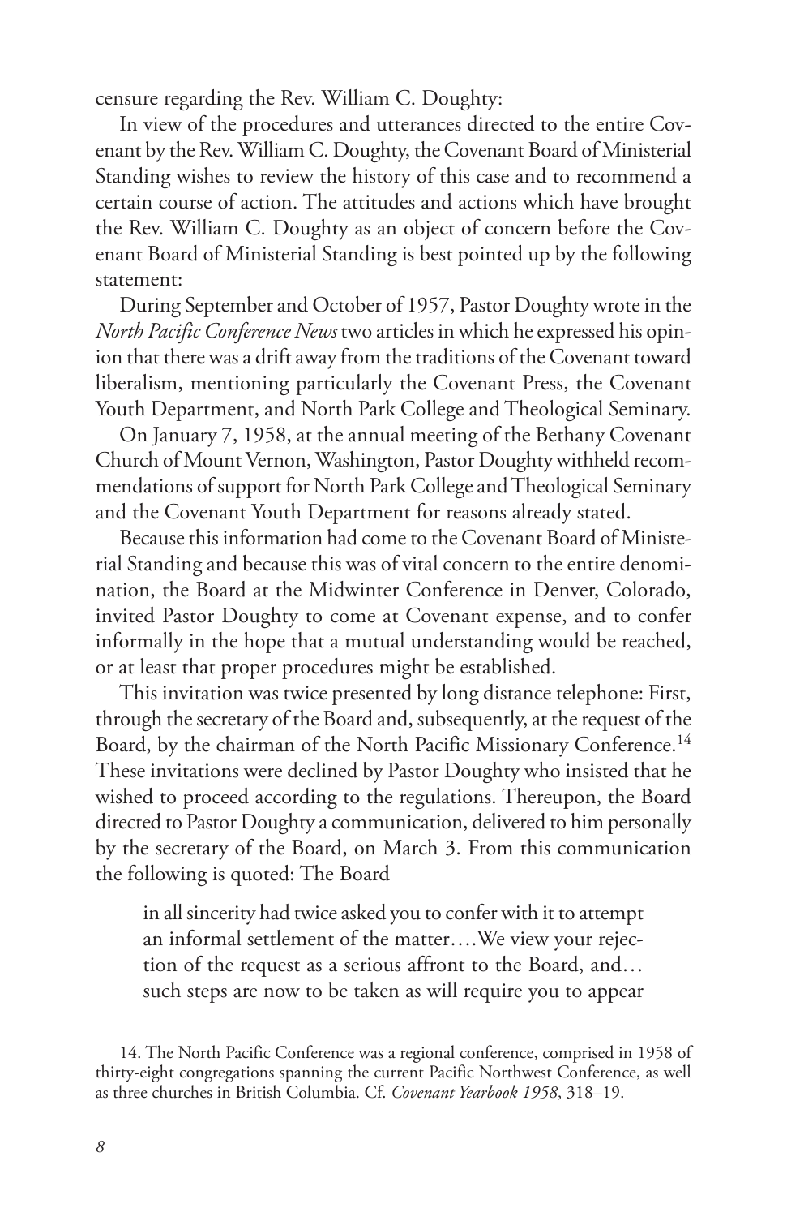censure regarding the Rev. William C. Doughty:

In view of the procedures and utterances directed to the entire Covenant by the Rev. William C. Doughty, the Covenant Board of Ministerial Standing wishes to review the history of this case and to recommend a certain course of action. The attitudes and actions which have brought the Rev. William C. Doughty as an object of concern before the Covenant Board of Ministerial Standing is best pointed up by the following statement:

During September and October of 1957, Pastor Doughty wrote in the *North Pacific Conference News* two articles in which he expressed his opinion that there was a drift away from the traditions of the Covenant toward liberalism, mentioning particularly the Covenant Press, the Covenant Youth Department, and North Park College and Theological Seminary.

On January 7, 1958, at the annual meeting of the Bethany Covenant Church of Mount Vernon, Washington, Pastor Doughty withheld recommendations of support for North Park College and Theological Seminary and the Covenant Youth Department for reasons already stated.

Because this information had come to the Covenant Board of Ministerial Standing and because this was of vital concern to the entire denomination, the Board at the Midwinter Conference in Denver, Colorado, invited Pastor Doughty to come at Covenant expense, and to confer informally in the hope that a mutual understanding would be reached, or at least that proper procedures might be established.

This invitation was twice presented by long distance telephone: First, through the secretary of the Board and, subsequently, at the request of the Board, by the chairman of the North Pacific Missionary Conference.[14] These invitations were declined by Pastor Doughty who insisted that he wished to proceed according to the regulations. Thereupon, the Board directed to Pastor Doughty a communication, delivered to him personally by the secretary of the Board, on March 3. From this communication the following is quoted: The Board

> in all sincerity had twice asked you to confer with it to attempt an informal settlement of the matter….We view your rejection of the request as a serious affront to the Board, and… such steps are now to be taken as will require you to appear

14. The North Pacific Conference was a regional conference, comprised in 1958 of thirty-eight congregations spanning the current Pacific Northwest Conference, as well as three churches in British Columbia. Cf. *Covenant Yearbook 1958*, 318–19.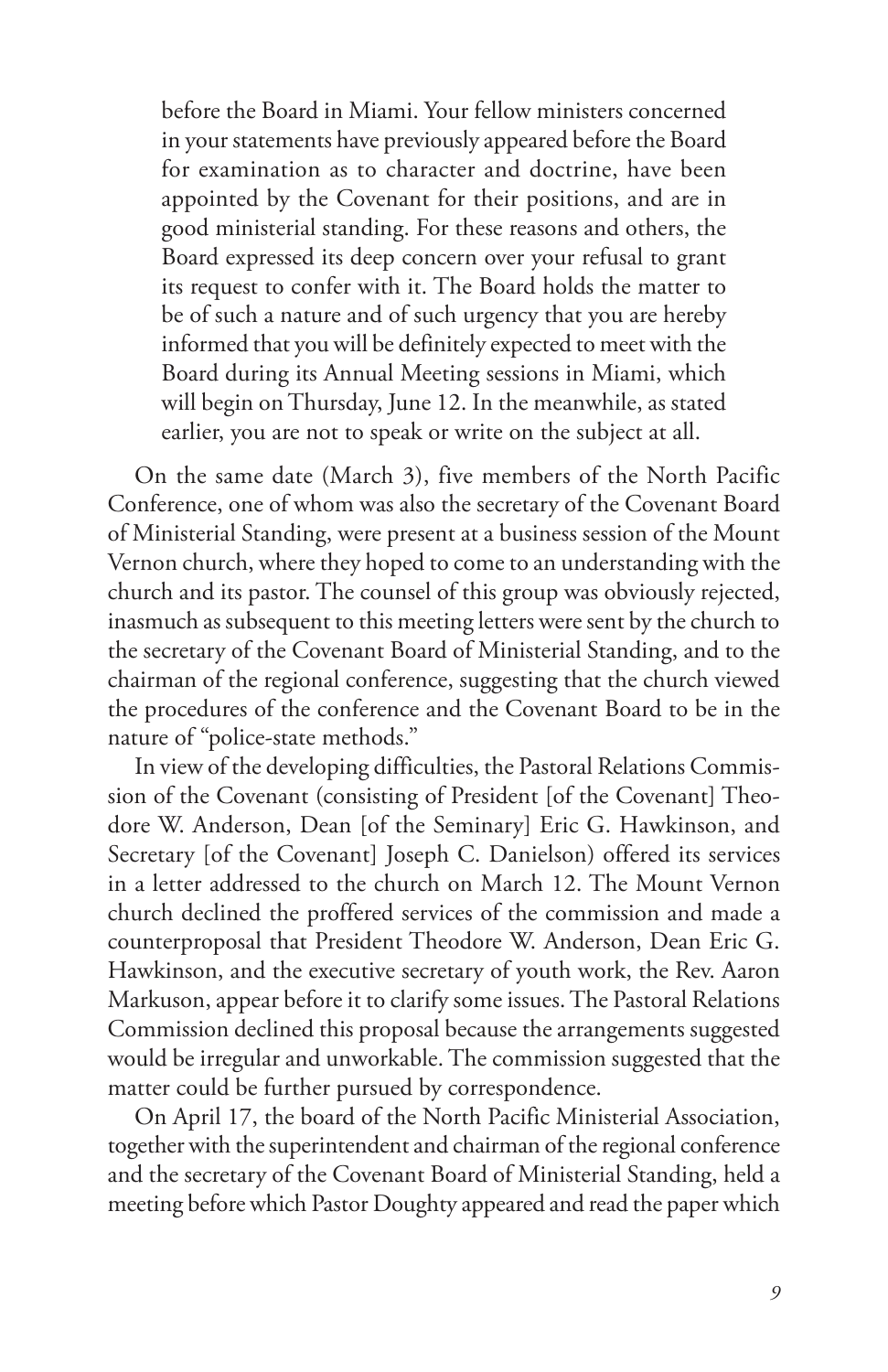> before the Board in Miami. Your fellow ministers concerned in your statements have previously appeared before the Board for examination as to character and doctrine, have been appointed by the Covenant for their positions, and are in good ministerial standing. For these reasons and others, the Board expressed its deep concern over your refusal to grant its request to confer with it. The Board holds the matter to be of such a nature and of such urgency that you are hereby informed that you will be definitely expected to meet with the Board during its Annual Meeting sessions in Miami, which will begin on Thursday, June 12. In the meanwhile, as stated earlier, you are not to speak or write on the subject at all.

On the same date (March 3), five members of the North Pacific Conference, one of whom was also the secretary of the Covenant Board of Ministerial Standing, were present at a business session of the Mount Vernon church, where they hoped to come to an understanding with the church and its pastor. The counsel of this group was obviously rejected, inasmuch as subsequent to this meeting letters were sent by the church to the secretary of the Covenant Board of Ministerial Standing, and to the chairman of the regional conference, suggesting that the church viewed the procedures of the conference and the Covenant Board to be in the nature of "police-state methods."

In view of the developing difficulties, the Pastoral Relations Commission of the Covenant (consisting of President [of the Covenant] Theodore W. Anderson, Dean [of the Seminary] Eric G. Hawkinson, and Secretary [of the Covenant] Joseph C. Danielson) offered its services in a letter addressed to the church on March 12. The Mount Vernon church declined the proffered services of the commission and made a counterproposal that President Theodore W. Anderson, Dean Eric G. Hawkinson, and the executive secretary of youth work, the Rev. Aaron Markuson, appear before it to clarify some issues. The Pastoral Relations Commission declined this proposal because the arrangements suggested would be irregular and unworkable. The commission suggested that the matter could be further pursued by correspondence.

On April 17, the board of the North Pacific Ministerial Association, together with the superintendent and chairman of the regional conference and the secretary of the Covenant Board of Ministerial Standing, held a meeting before which Pastor Doughty appeared and read the paper which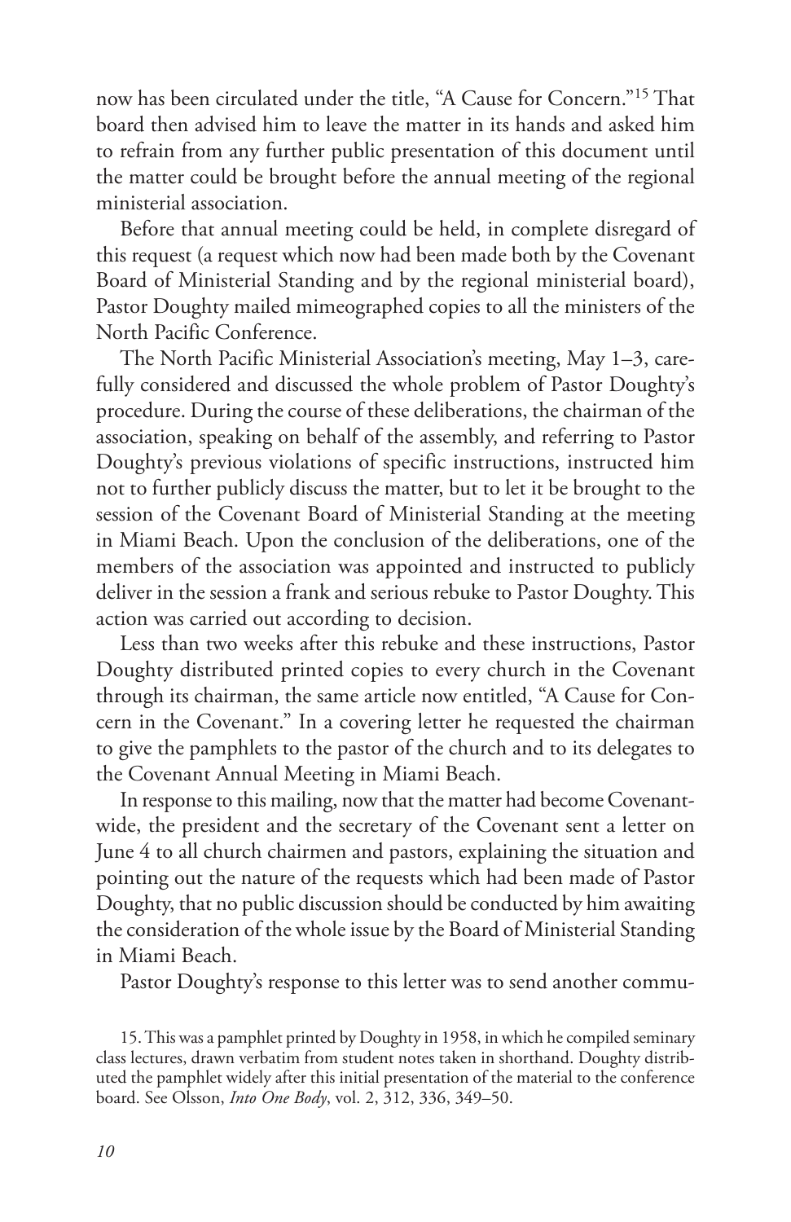now has been circulated under the title, "A Cause for Concern."[15] That board then advised him to leave the matter in its hands and asked him to refrain from any further public presentation of this document until the matter could be brought before the annual meeting of the regional ministerial association.

Before that annual meeting could be held, in complete disregard of this request (a request which now had been made both by the Covenant Board of Ministerial Standing and by the regional ministerial board), Pastor Doughty mailed mimeographed copies to all the ministers of the North Pacific Conference.

The North Pacific Ministerial Association's meeting, May 1–3, carefully considered and discussed the whole problem of Pastor Doughty's procedure. During the course of these deliberations, the chairman of the association, speaking on behalf of the assembly, and referring to Pastor Doughty's previous violations of specific instructions, instructed him not to further publicly discuss the matter, but to let it be brought to the session of the Covenant Board of Ministerial Standing at the meeting in Miami Beach. Upon the conclusion of the deliberations, one of the members of the association was appointed and instructed to publicly deliver in the session a frank and serious rebuke to Pastor Doughty. This action was carried out according to decision.

Less than two weeks after this rebuke and these instructions, Pastor Doughty distributed printed copies to every church in the Covenant through its chairman, the same article now entitled, "A Cause for Concern in the Covenant." In a covering letter he requested the chairman to give the pamphlets to the pastor of the church and to its delegates to the Covenant Annual Meeting in Miami Beach.

In response to this mailing, now that the matter had become Covenant-wide, the president and the secretary of the Covenant sent a letter on June 4 to all church chairmen and pastors, explaining the situation and pointing out the nature of the requests which had been made of Pastor Doughty, that no public discussion should be conducted by him awaiting the consideration of the whole issue by the Board of Ministerial Standing in Miami Beach.

Pastor Doughty's response to this letter was to send another commu-

15. This was a pamphlet printed by Doughty in 1958, in which he compiled seminary class lectures, drawn verbatim from student notes taken in shorthand. Doughty distributed the pamphlet widely after this initial presentation of the material to the conference board. See Olsson, *Into One Body*, vol. 2, 312, 336, 349–50.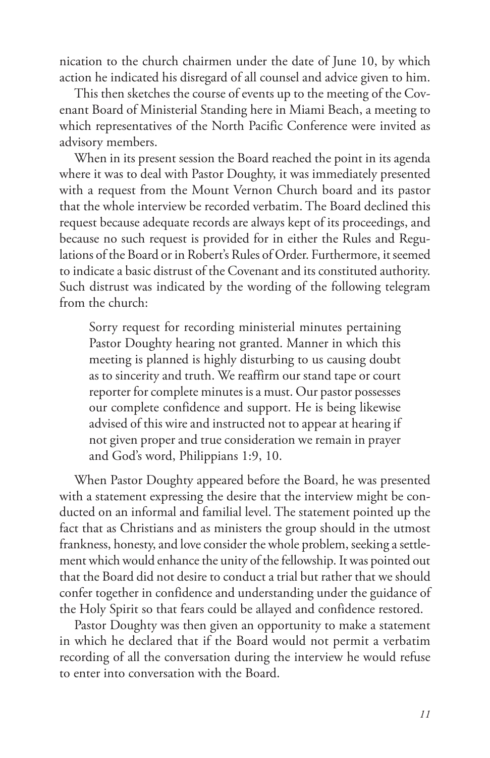nication to the church chairmen under the date of June 10, by which action he indicated his disregard of all counsel and advice given to him.

This then sketches the course of events up to the meeting of the Covenant Board of Ministerial Standing here in Miami Beach, a meeting to which representatives of the North Pacific Conference were invited as advisory members.

When in its present session the Board reached the point in its agenda where it was to deal with Pastor Doughty, it was immediately presented with a request from the Mount Vernon Church board and its pastor that the whole interview be recorded verbatim. The Board declined this request because adequate records are always kept of its proceedings, and because no such request is provided for in either the Rules and Regulations of the Board or in Robert's Rules of Order. Furthermore, it seemed to indicate a basic distrust of the Covenant and its constituted authority. Such distrust was indicated by the wording of the following telegram from the church:

> Sorry request for recording ministerial minutes pertaining Pastor Doughty hearing not granted. Manner in which this meeting is planned is highly disturbing to us causing doubt as to sincerity and truth. We reaffirm our stand tape or court reporter for complete minutes is a must. Our pastor possesses our complete confidence and support. He is being likewise advised of this wire and instructed not to appear at hearing if not given proper and true consideration we remain in prayer and God's word, Philippians 1:9, 10.

When Pastor Doughty appeared before the Board, he was presented with a statement expressing the desire that the interview might be conducted on an informal and familial level. The statement pointed up the fact that as Christians and as ministers the group should in the utmost frankness, honesty, and love consider the whole problem, seeking a settlement which would enhance the unity of the fellowship. It was pointed out that the Board did not desire to conduct a trial but rather that we should confer together in confidence and understanding under the guidance of the Holy Spirit so that fears could be allayed and confidence restored.

Pastor Doughty was then given an opportunity to make a statement in which he declared that if the Board would not permit a verbatim recording of all the conversation during the interview he would refuse to enter into conversation with the Board.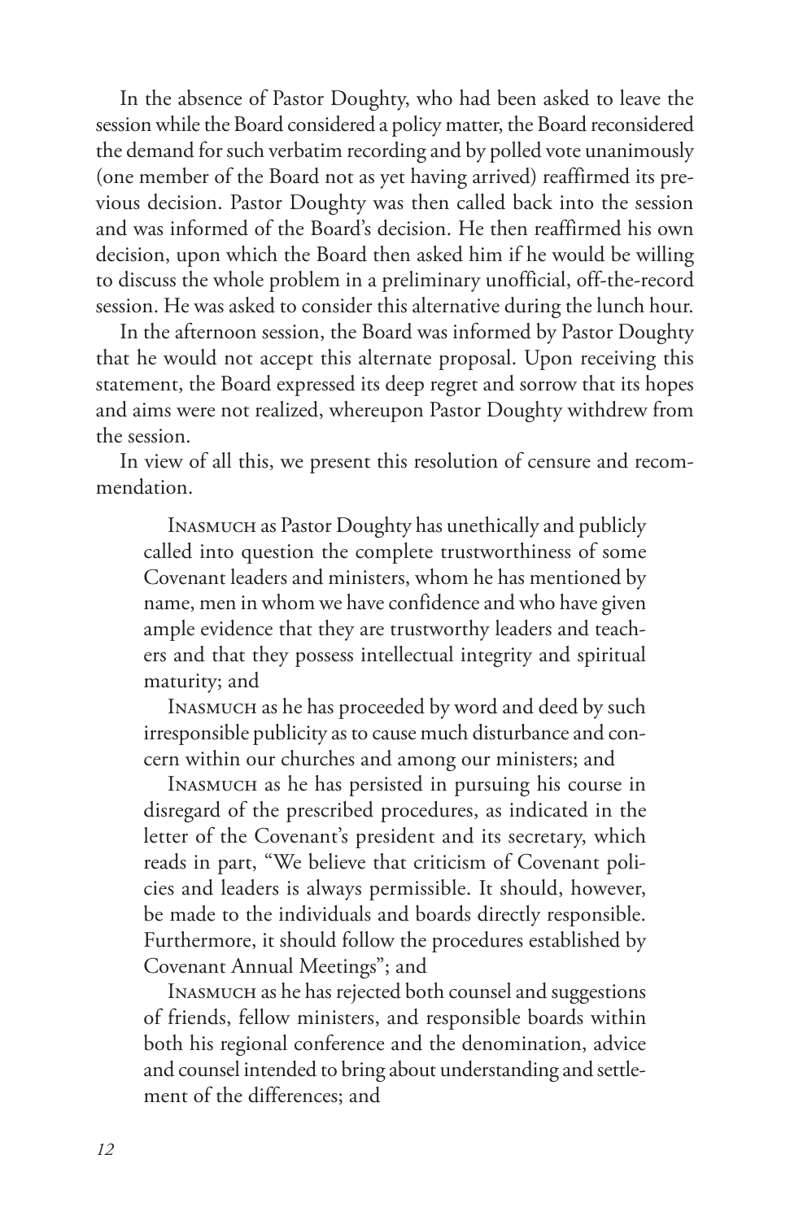In the absence of Pastor Doughty, who had been asked to leave the session while the Board considered a policy matter, the Board reconsidered the demand for such verbatim recording and by polled vote unanimously (one member of the Board not as yet having arrived) reaffirmed its previous decision. Pastor Doughty was then called back into the session and was informed of the Board's decision. He then reaffirmed his own decision, upon which the Board then asked him if he would be willing to discuss the whole problem in a preliminary unofficial, off-the-record session. He was asked to consider this alternative during the lunch hour.

In the afternoon session, the Board was informed by Pastor Doughty that he would not accept this alternate proposal. Upon receiving this statement, the Board expressed its deep regret and sorrow that its hopes and aims were not realized, whereupon Pastor Doughty withdrew from the session.

In view of all this, we present this resolution of censure and recommendation.

> Inasmuch as Pastor Doughty has unethically and publicly called into question the complete trustworthiness of some Covenant leaders and ministers, whom he has mentioned by name, men in whom we have confidence and who have given ample evidence that they are trustworthy leaders and teachers and that they possess intellectual integrity and spiritual maturity; and
>
> Inasmuch as he has proceeded by word and deed by such irresponsible publicity as to cause much disturbance and concern within our churches and among our ministers; and
>
> Inasmuch as he has persisted in pursuing his course in disregard of the prescribed procedures, as indicated in the letter of the Covenant's president and its secretary, which reads in part, "We believe that criticism of Covenant policies and leaders is always permissible. It should, however, be made to the individuals and boards directly responsible. Furthermore, it should follow the procedures established by Covenant Annual Meetings"; and
>
> Inasmuch as he has rejected both counsel and suggestions of friends, fellow ministers, and responsible boards within both his regional conference and the denomination, advice and counsel intended to bring about understanding and settlement of the differences; and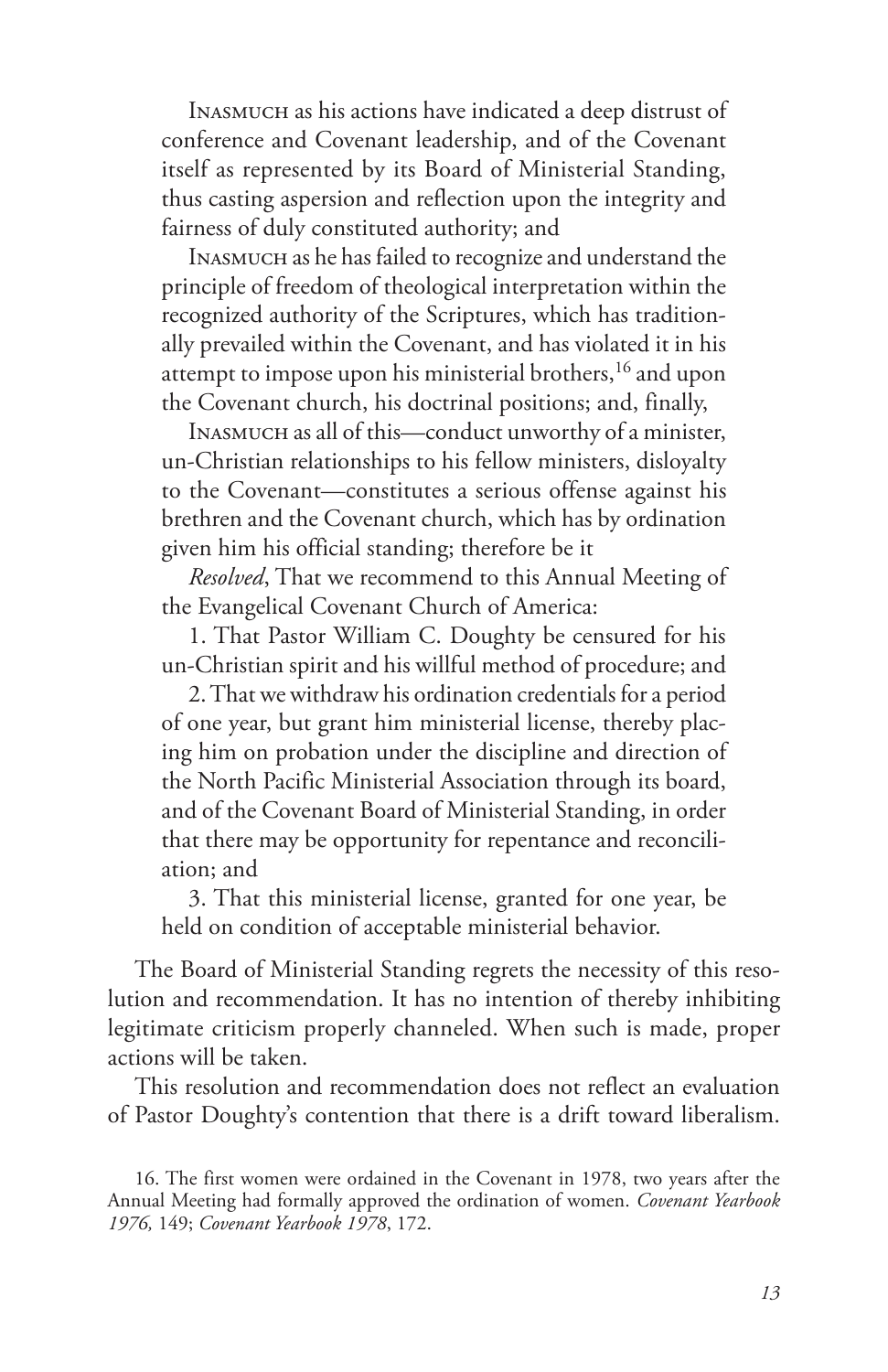Inasmuch as his actions have indicated a deep distrust of conference and Covenant leadership, and of the Covenant itself as represented by its Board of Ministerial Standing, thus casting aspersion and reflection upon the integrity and fairness of duly constituted authority; and

Inasmuch as he has failed to recognize and understand the principle of freedom of theological interpretation within the recognized authority of the Scriptures, which has traditionally prevailed within the Covenant, and has violated it in his attempt to impose upon his ministerial brothers,[16] and upon the Covenant church, his doctrinal positions; and, finally,

Inasmuch as all of this—conduct unworthy of a minister, un-Christian relationships to his fellow ministers, disloyalty to the Covenant—constitutes a serious offense against his brethren and the Covenant church, which has by ordination given him his official standing; therefore be it

*Resolved*, That we recommend to this Annual Meeting of the Evangelical Covenant Church of America:

1. That Pastor William C. Doughty be censured for his un-Christian spirit and his willful method of procedure; and

2. That we withdraw his ordination credentials for a period of one year, but grant him ministerial license, thereby placing him on probation under the discipline and direction of the North Pacific Ministerial Association through its board, and of the Covenant Board of Ministerial Standing, in order that there may be opportunity for repentance and reconciliation; and

3. That this ministerial license, granted for one year, be held on condition of acceptable ministerial behavior.

The Board of Ministerial Standing regrets the necessity of this resolution and recommendation. It has no intention of thereby inhibiting legitimate criticism properly channeled. When such is made, proper actions will be taken.

This resolution and recommendation does not reflect an evaluation of Pastor Doughty's contention that there is a drift toward liberalism.

16. The first women were ordained in the Covenant in 1978, two years after the Annual Meeting had formally approved the ordination of women. *Covenant Yearbook 1976*, 149; *Covenant Yearbook 1978*, 172.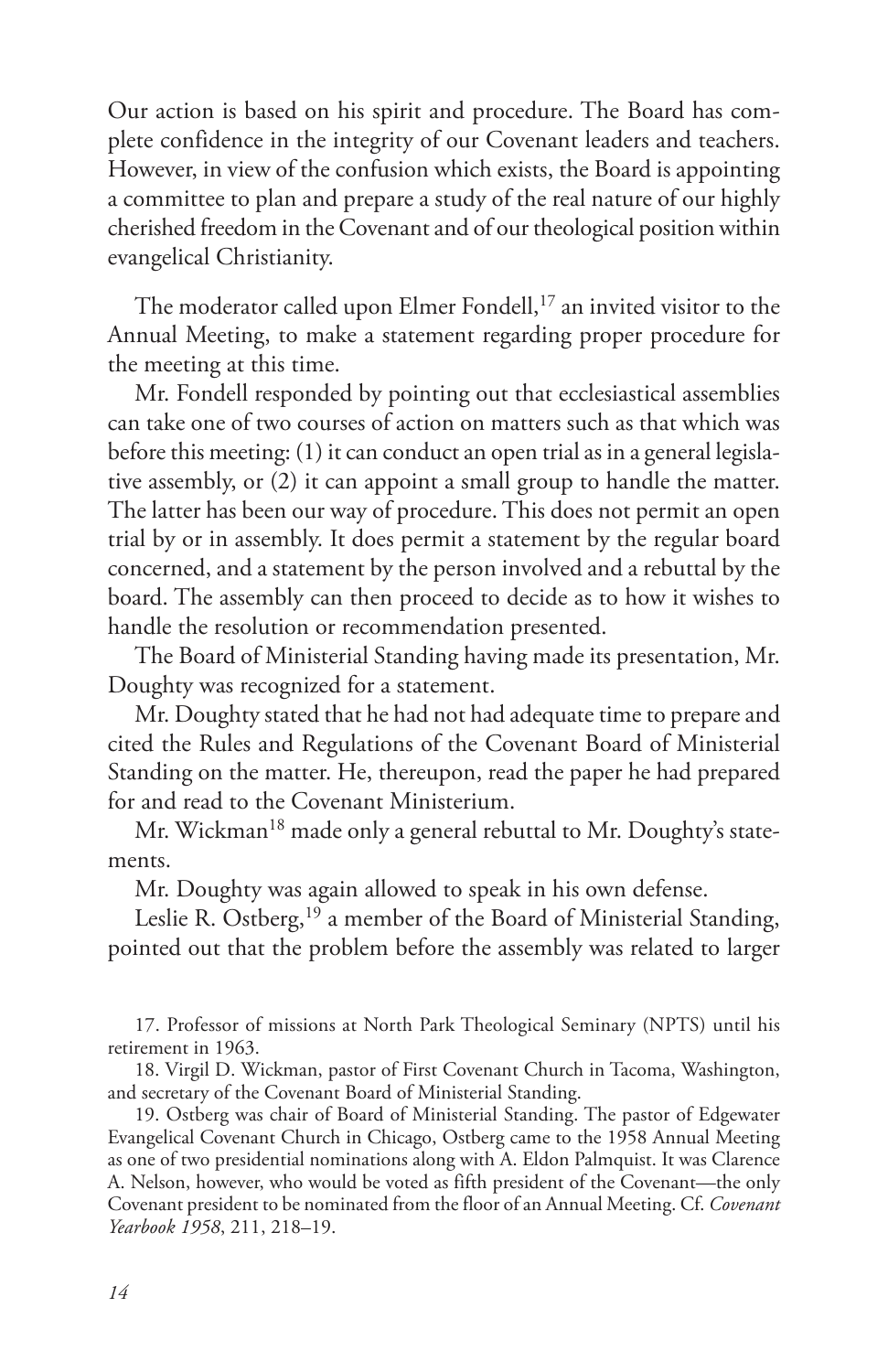Our action is based on his spirit and procedure. The Board has complete confidence in the integrity of our Covenant leaders and teachers. However, in view of the confusion which exists, the Board is appointing a committee to plan and prepare a study of the real nature of our highly cherished freedom in the Covenant and of our theological position within evangelical Christianity.

The moderator called upon Elmer Fondell,[17] an invited visitor to the Annual Meeting, to make a statement regarding proper procedure for the meeting at this time.

Mr. Fondell responded by pointing out that ecclesiastical assemblies can take one of two courses of action on matters such as that which was before this meeting: (1) it can conduct an open trial as in a general legislative assembly, or (2) it can appoint a small group to handle the matter. The latter has been our way of procedure. This does not permit an open trial by or in assembly. It does permit a statement by the regular board concerned, and a statement by the person involved and a rebuttal by the board. The assembly can then proceed to decide as to how it wishes to handle the resolution or recommendation presented.

The Board of Ministerial Standing having made its presentation, Mr. Doughty was recognized for a statement.

Mr. Doughty stated that he had not had adequate time to prepare and cited the Rules and Regulations of the Covenant Board of Ministerial Standing on the matter. He, thereupon, read the paper he had prepared for and read to the Covenant Ministerium.

Mr. Wickman[18] made only a general rebuttal to Mr. Doughty's statements.

Mr. Doughty was again allowed to speak in his own defense.

Leslie R. Ostberg,[19] a member of the Board of Ministerial Standing, pointed out that the problem before the assembly was related to larger

---

17. Professor of missions at North Park Theological Seminary (NPTS) until his retirement in 1963.

18. Virgil D. Wickman, pastor of First Covenant Church in Tacoma, Washington, and secretary of the Covenant Board of Ministerial Standing.

19. Ostberg was chair of Board of Ministerial Standing. The pastor of Edgewater Evangelical Covenant Church in Chicago, Ostberg came to the 1958 Annual Meeting as one of two presidential nominations along with A. Eldon Palmquist. It was Clarence A. Nelson, however, who would be voted as fifth president of the Covenant—the only Covenant president to be nominated from the floor of an Annual Meeting. Cf. *Covenant Yearbook 1958*, 211, 218–19.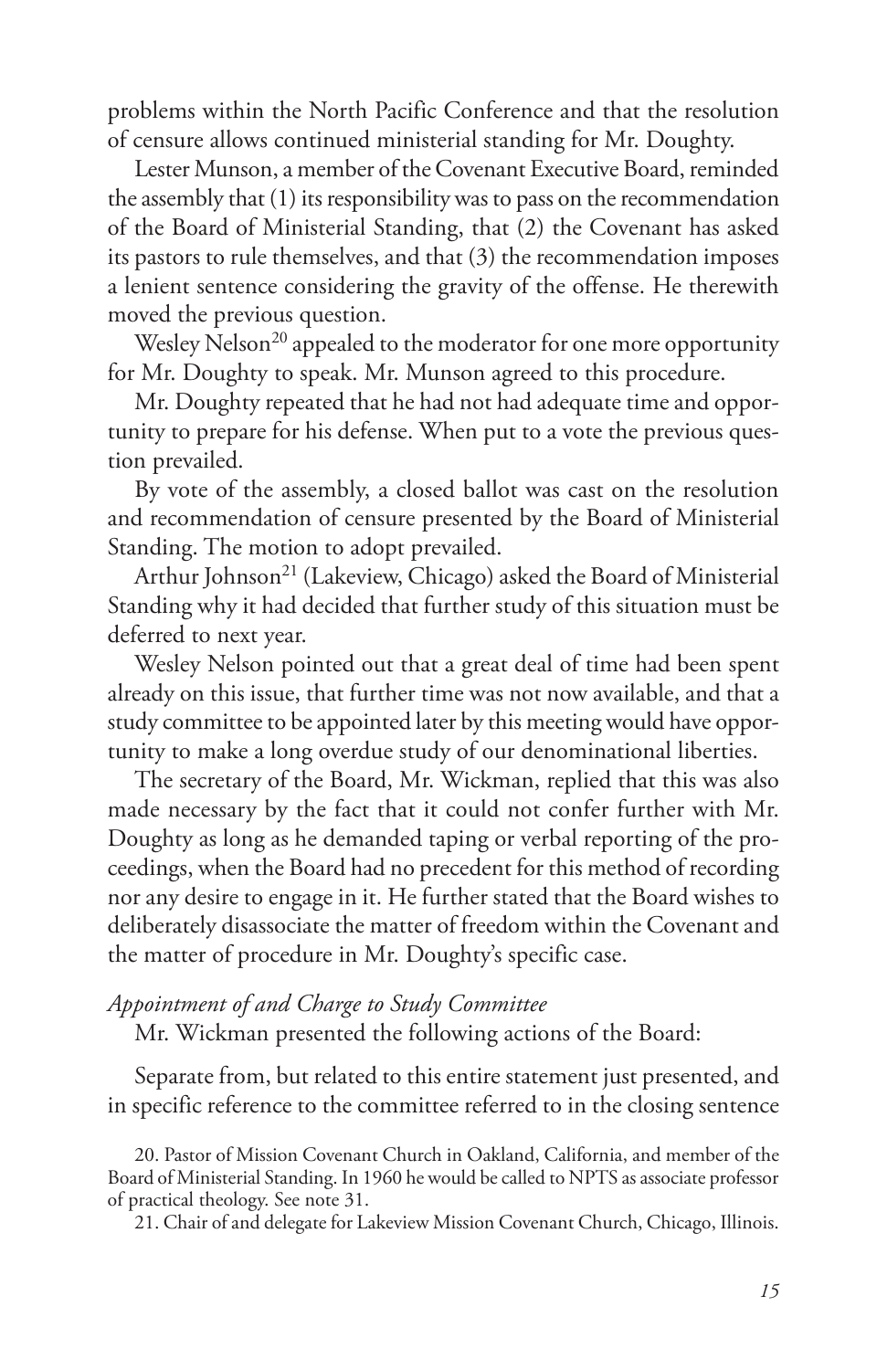problems within the North Pacific Conference and that the resolution of censure allows continued ministerial standing for Mr. Doughty.

Lester Munson, a member of the Covenant Executive Board, reminded the assembly that (1) its responsibility was to pass on the recommendation of the Board of Ministerial Standing, that (2) the Covenant has asked its pastors to rule themselves, and that (3) the recommendation imposes a lenient sentence considering the gravity of the offense. He therewith moved the previous question.

Wesley Nelson[20] appealed to the moderator for one more opportunity for Mr. Doughty to speak. Mr. Munson agreed to this procedure.

Mr. Doughty repeated that he had not had adequate time and opportunity to prepare for his defense. When put to a vote the previous question prevailed.

By vote of the assembly, a closed ballot was cast on the resolution and recommendation of censure presented by the Board of Ministerial Standing. The motion to adopt prevailed.

Arthur Johnson[21] (Lakeview, Chicago) asked the Board of Ministerial Standing why it had decided that further study of this situation must be deferred to next year.

Wesley Nelson pointed out that a great deal of time had been spent already on this issue, that further time was not now available, and that a study committee to be appointed later by this meeting would have opportunity to make a long overdue study of our denominational liberties.

The secretary of the Board, Mr. Wickman, replied that this was also made necessary by the fact that it could not confer further with Mr. Doughty as long as he demanded taping or verbal reporting of the proceedings, when the Board had no precedent for this method of recording nor any desire to engage in it. He further stated that the Board wishes to deliberately disassociate the matter of freedom within the Covenant and the matter of procedure in Mr. Doughty's specific case.

*Appointment of and Charge to Study Committee*

Mr. Wickman presented the following actions of the Board:

Separate from, but related to this entire statement just presented, and in specific reference to the committee referred to in the closing sentence

20. Pastor of Mission Covenant Church in Oakland, California, and member of the Board of Ministerial Standing. In 1960 he would be called to NPTS as associate professor of practical theology. See note 31.

21. Chair of and delegate for Lakeview Mission Covenant Church, Chicago, Illinois.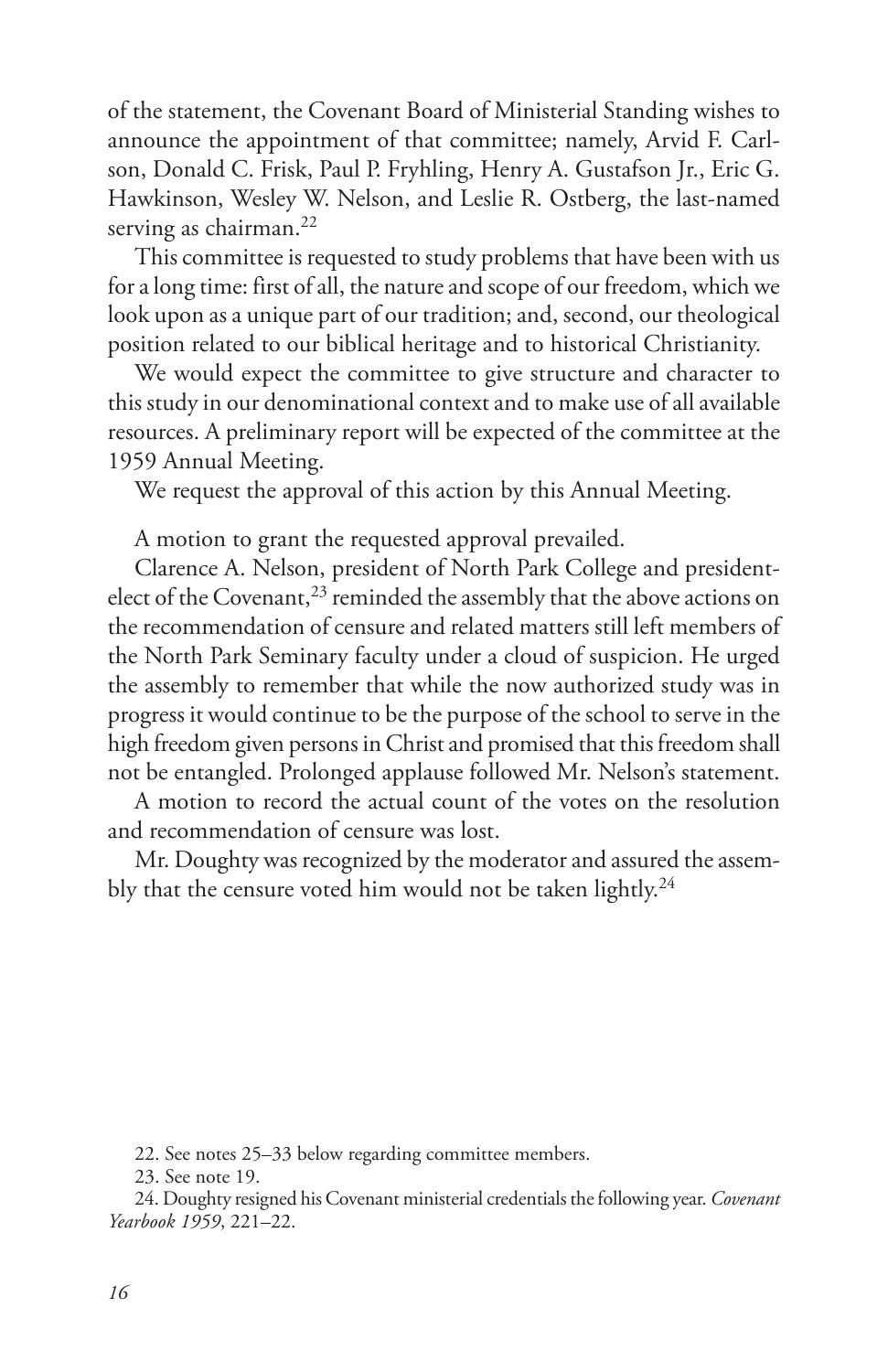of the statement, the Covenant Board of Ministerial Standing wishes to announce the appointment of that committee; namely, Arvid F. Carlson, Donald C. Frisk, Paul P. Fryhling, Henry A. Gustafson Jr., Eric G. Hawkinson, Wesley W. Nelson, and Leslie R. Ostberg, the last-named serving as chairman.[22]

This committee is requested to study problems that have been with us for a long time: first of all, the nature and scope of our freedom, which we look upon as a unique part of our tradition; and, second, our theological position related to our biblical heritage and to historical Christianity.

We would expect the committee to give structure and character to this study in our denominational context and to make use of all available resources. A preliminary report will be expected of the committee at the 1959 Annual Meeting.

We request the approval of this action by this Annual Meeting.

A motion to grant the requested approval prevailed.

Clarence A. Nelson, president of North Park College and president-elect of the Covenant,[23] reminded the assembly that the above actions on the recommendation of censure and related matters still left members of the North Park Seminary faculty under a cloud of suspicion. He urged the assembly to remember that while the now authorized study was in progress it would continue to be the purpose of the school to serve in the high freedom given persons in Christ and promised that this freedom shall not be entangled. Prolonged applause followed Mr. Nelson's statement.

A motion to record the actual count of the votes on the resolution and recommendation of censure was lost.

Mr. Doughty was recognized by the moderator and assured the assembly that the censure voted him would not be taken lightly.[24]

22. See notes 25–33 below regarding committee members.

23. See note 19.

24. Doughty resigned his Covenant ministerial credentials the following year. *Covenant Yearbook 1959*, 221–22.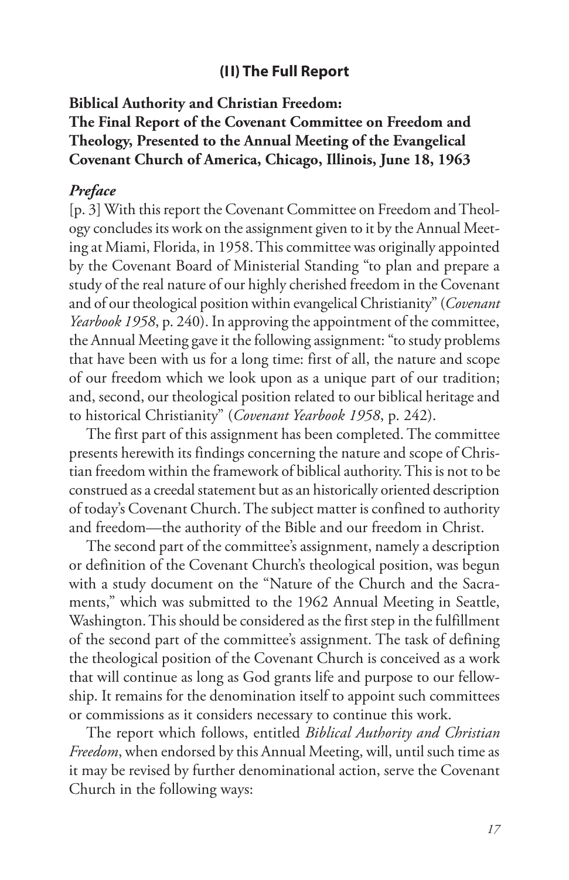## (II) The Full Report

**Biblical Authority and Christian Freedom: The Final Report of the Covenant Committee on Freedom and Theology, Presented to the Annual Meeting of the Evangelical Covenant Church of America, Chicago, Illinois, June 18, 1963**

### *Preface*

[p. 3] With this report the Covenant Committee on Freedom and Theology concludes its work on the assignment given to it by the Annual Meeting at Miami, Florida, in 1958. This committee was originally appointed by the Covenant Board of Ministerial Standing "to plan and prepare a study of the real nature of our highly cherished freedom in the Covenant and of our theological position within evangelical Christianity" (*Covenant Yearbook 1958*, p. 240). In approving the appointment of the committee, the Annual Meeting gave it the following assignment: "to study problems that have been with us for a long time: first of all, the nature and scope of our freedom which we look upon as a unique part of our tradition; and, second, our theological position related to our biblical heritage and to historical Christianity" (*Covenant Yearbook 1958*, p. 242).

The first part of this assignment has been completed. The committee presents herewith its findings concerning the nature and scope of Christian freedom within the framework of biblical authority. This is not to be construed as a creedal statement but as an historically oriented description of today's Covenant Church. The subject matter is confined to authority and freedom—the authority of the Bible and our freedom in Christ.

The second part of the committee's assignment, namely a description or definition of the Covenant Church's theological position, was begun with a study document on the "Nature of the Church and the Sacraments," which was submitted to the 1962 Annual Meeting in Seattle, Washington. This should be considered as the first step in the fulfillment of the second part of the committee's assignment. The task of defining the theological position of the Covenant Church is conceived as a work that will continue as long as God grants life and purpose to our fellowship. It remains for the denomination itself to appoint such committees or commissions as it considers necessary to continue this work.

The report which follows, entitled *Biblical Authority and Christian Freedom*, when endorsed by this Annual Meeting, will, until such time as it may be revised by further denominational action, serve the Covenant Church in the following ways: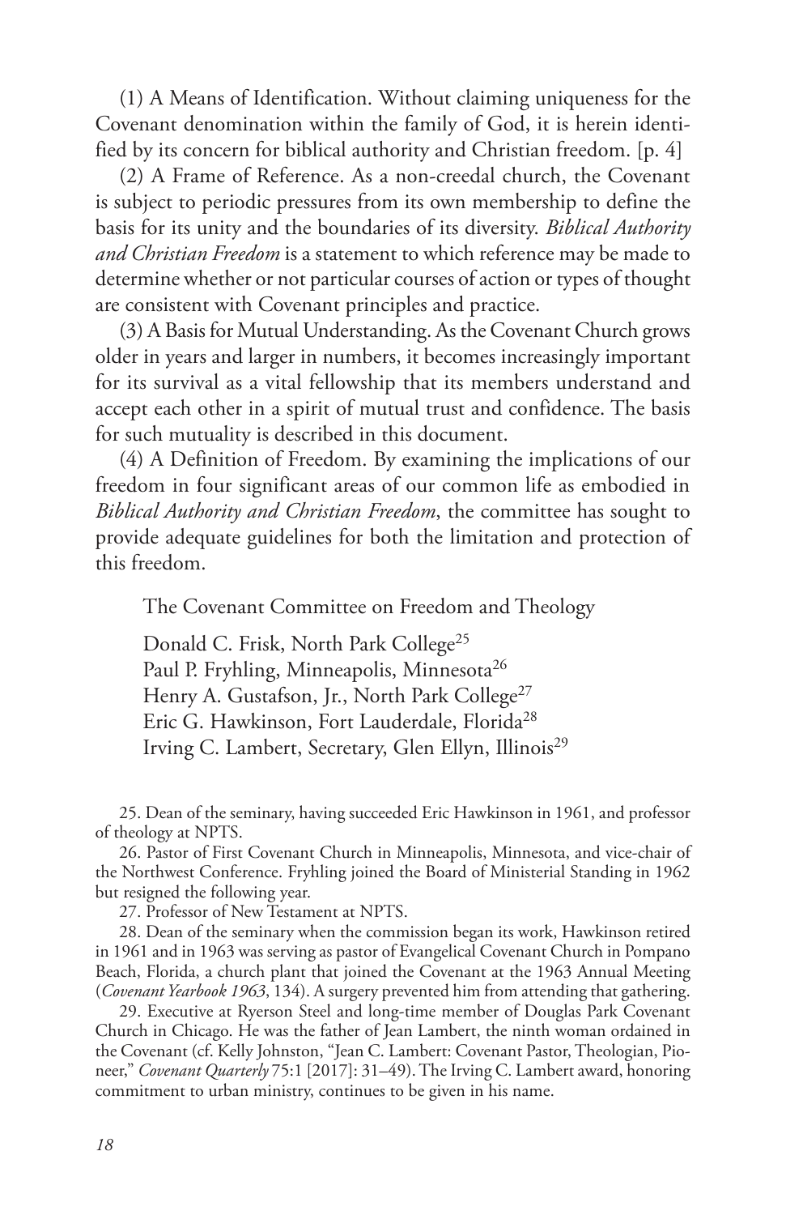(1) A Means of Identification. Without claiming uniqueness for the Covenant denomination within the family of God, it is herein identified by its concern for biblical authority and Christian freedom. [p. 4]

(2) A Frame of Reference. As a non-creedal church, the Covenant is subject to periodic pressures from its own membership to define the basis for its unity and the boundaries of its diversity. *Biblical Authority and Christian Freedom* is a statement to which reference may be made to determine whether or not particular courses of action or types of thought are consistent with Covenant principles and practice.

(3) A Basis for Mutual Understanding. As the Covenant Church grows older in years and larger in numbers, it becomes increasingly important for its survival as a vital fellowship that its members understand and accept each other in a spirit of mutual trust and confidence. The basis for such mutuality is described in this document.

(4) A Definition of Freedom. By examining the implications of our freedom in four significant areas of our common life as embodied in *Biblical Authority and Christian Freedom*, the committee has sought to provide adequate guidelines for both the limitation and protection of this freedom.

The Covenant Committee on Freedom and Theology

Donald C. Frisk, North Park College[25]
Paul P. Fryhling, Minneapolis, Minnesota[26]
Henry A. Gustafson, Jr., North Park College[27]
Eric G. Hawkinson, Fort Lauderdale, Florida[28]
Irving C. Lambert, Secretary, Glen Ellyn, Illinois[29]

25. Dean of the seminary, having succeeded Eric Hawkinson in 1961, and professor of theology at NPTS.

26. Pastor of First Covenant Church in Minneapolis, Minnesota, and vice-chair of the Northwest Conference. Fryhling joined the Board of Ministerial Standing in 1962 but resigned the following year.

27. Professor of New Testament at NPTS.

28. Dean of the seminary when the commission began its work, Hawkinson retired in 1961 and in 1963 was serving as pastor of Evangelical Covenant Church in Pompano Beach, Florida, a church plant that joined the Covenant at the 1963 Annual Meeting (*Covenant Yearbook 1963*, 134). A surgery prevented him from attending that gathering.

29. Executive at Ryerson Steel and long-time member of Douglas Park Covenant Church in Chicago. He was the father of Jean Lambert, the ninth woman ordained in the Covenant (cf. Kelly Johnston, "Jean C. Lambert: Covenant Pastor, Theologian, Pioneer," *Covenant Quarterly* 75:1 [2017]: 31–49). The Irving C. Lambert award, honoring commitment to urban ministry, continues to be given in his name.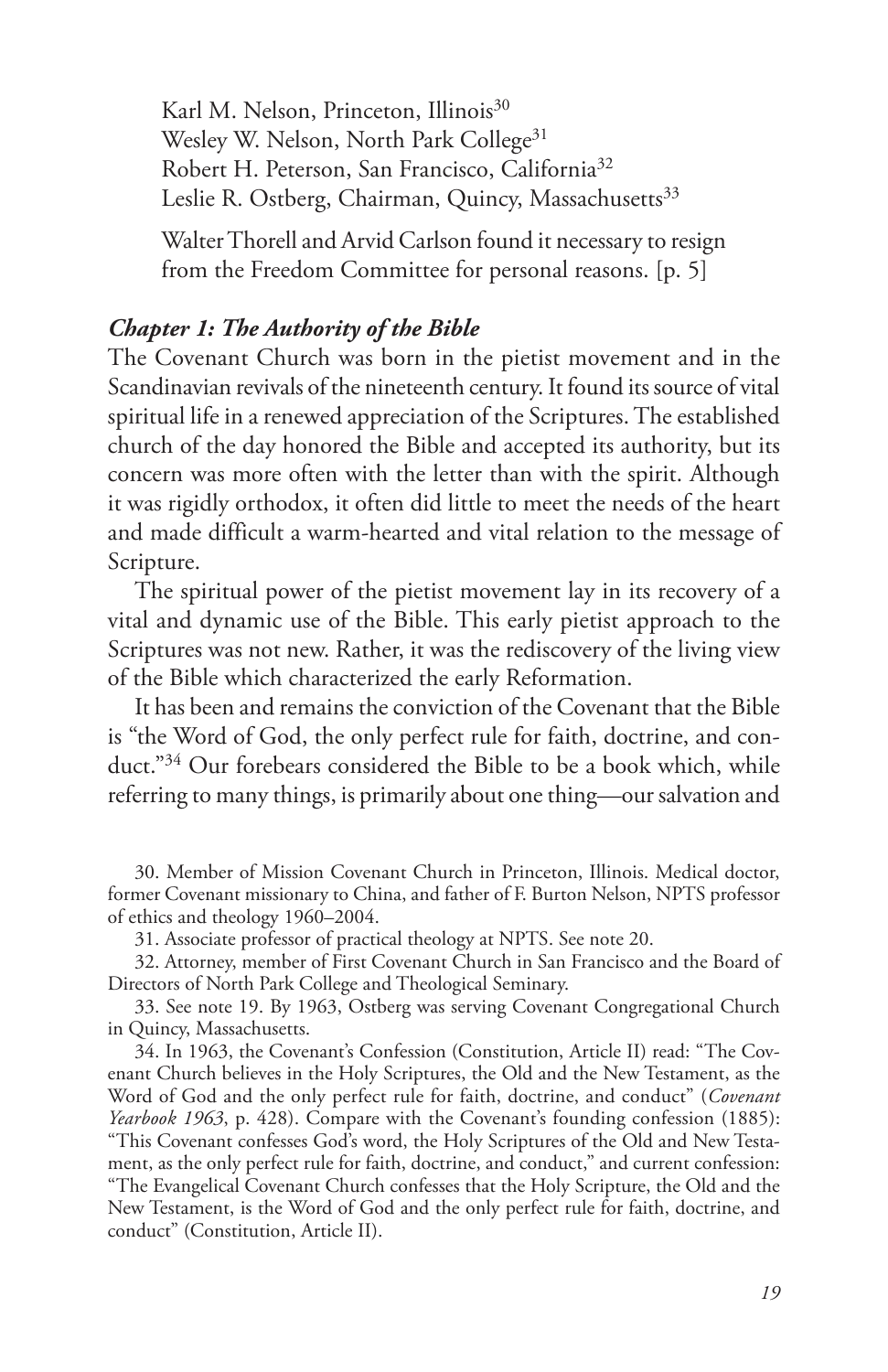Karl M. Nelson, Princeton, Illinois[30]
Wesley W. Nelson, North Park College[31]
Robert H. Peterson, San Francisco, California[32]
Leslie R. Ostberg, Chairman, Quincy, Massachusetts[33]

Walter Thorell and Arvid Carlson found it necessary to resign from the Freedom Committee for personal reasons. [p. 5]

### *Chapter 1: The Authority of the Bible*

The Covenant Church was born in the pietist movement and in the Scandinavian revivals of the nineteenth century. It found its source of vital spiritual life in a renewed appreciation of the Scriptures. The established church of the day honored the Bible and accepted its authority, but its concern was more often with the letter than with the spirit. Although it was rigidly orthodox, it often did little to meet the needs of the heart and made difficult a warm-hearted and vital relation to the message of Scripture.

The spiritual power of the pietist movement lay in its recovery of a vital and dynamic use of the Bible. This early pietist approach to the Scriptures was not new. Rather, it was the rediscovery of the living view of the Bible which characterized the early Reformation.

It has been and remains the conviction of the Covenant that the Bible is "the Word of God, the only perfect rule for faith, doctrine, and conduct."[34] Our forebears considered the Bible to be a book which, while referring to many things, is primarily about one thing—our salvation and

30. Member of Mission Covenant Church in Princeton, Illinois. Medical doctor, former Covenant missionary to China, and father of F. Burton Nelson, NPTS professor of ethics and theology 1960–2004.

31. Associate professor of practical theology at NPTS. See note 20.

32. Attorney, member of First Covenant Church in San Francisco and the Board of Directors of North Park College and Theological Seminary.

33. See note 19. By 1963, Ostberg was serving Covenant Congregational Church in Quincy, Massachusetts.

34. In 1963, the Covenant's Confession (Constitution, Article II) read: "The Covenant Church believes in the Holy Scriptures, the Old and the New Testament, as the Word of God and the only perfect rule for faith, doctrine, and conduct" (*Covenant Yearbook 1963*, p. 428). Compare with the Covenant's founding confession (1885): "This Covenant confesses God's word, the Holy Scriptures of the Old and New Testament, as the only perfect rule for faith, doctrine, and conduct," and current confession: "The Evangelical Covenant Church confesses that the Holy Scripture, the Old and the New Testament, is the Word of God and the only perfect rule for faith, doctrine, and conduct" (Constitution, Article II).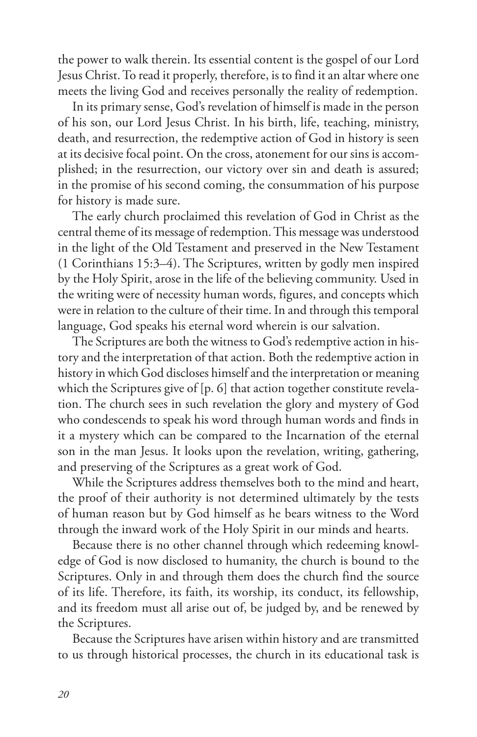the power to walk therein. Its essential content is the gospel of our Lord Jesus Christ. To read it properly, therefore, is to find it an altar where one meets the living God and receives personally the reality of redemption.

In its primary sense, God's revelation of himself is made in the person of his son, our Lord Jesus Christ. In his birth, life, teaching, ministry, death, and resurrection, the redemptive action of God in history is seen at its decisive focal point. On the cross, atonement for our sins is accomplished; in the resurrection, our victory over sin and death is assured; in the promise of his second coming, the consummation of his purpose for history is made sure.

The early church proclaimed this revelation of God in Christ as the central theme of its message of redemption. This message was understood in the light of the Old Testament and preserved in the New Testament (1 Corinthians 15:3–4). The Scriptures, written by godly men inspired by the Holy Spirit, arose in the life of the believing community. Used in the writing were of necessity human words, figures, and concepts which were in relation to the culture of their time. In and through this temporal language, God speaks his eternal word wherein is our salvation.

The Scriptures are both the witness to God's redemptive action in history and the interpretation of that action. Both the redemptive action in history in which God discloses himself and the interpretation or meaning which the Scriptures give of [p. 6] that action together constitute revelation. The church sees in such revelation the glory and mystery of God who condescends to speak his word through human words and finds in it a mystery which can be compared to the Incarnation of the eternal son in the man Jesus. It looks upon the revelation, writing, gathering, and preserving of the Scriptures as a great work of God.

While the Scriptures address themselves both to the mind and heart, the proof of their authority is not determined ultimately by the tests of human reason but by God himself as he bears witness to the Word through the inward work of the Holy Spirit in our minds and hearts.

Because there is no other channel through which redeeming knowledge of God is now disclosed to humanity, the church is bound to the Scriptures. Only in and through them does the church find the source of its life. Therefore, its faith, its worship, its conduct, its fellowship, and its freedom must all arise out of, be judged by, and be renewed by the Scriptures.

Because the Scriptures have arisen within history and are transmitted to us through historical processes, the church in its educational task is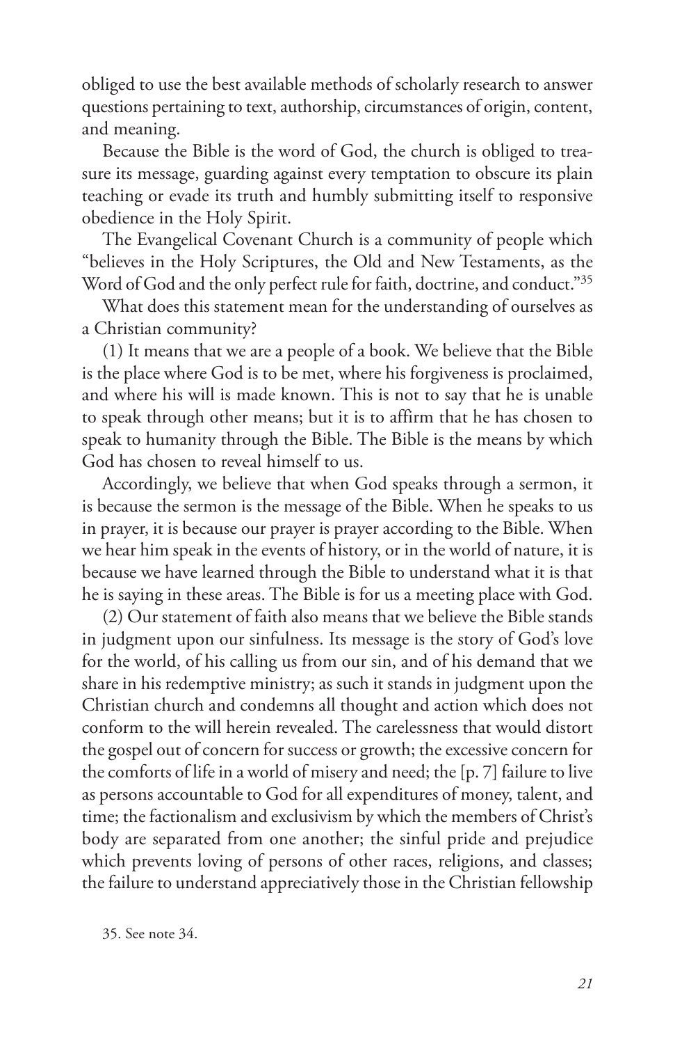obliged to use the best available methods of scholarly research to answer questions pertaining to text, authorship, circumstances of origin, content, and meaning.

Because the Bible is the word of God, the church is obliged to treasure its message, guarding against every temptation to obscure its plain teaching or evade its truth and humbly submitting itself to responsive obedience in the Holy Spirit.

The Evangelical Covenant Church is a community of people which "believes in the Holy Scriptures, the Old and New Testaments, as the Word of God and the only perfect rule for faith, doctrine, and conduct."[35]

What does this statement mean for the understanding of ourselves as a Christian community?

(1) It means that we are a people of a book. We believe that the Bible is the place where God is to be met, where his forgiveness is proclaimed, and where his will is made known. This is not to say that he is unable to speak through other means; but it is to affirm that he has chosen to speak to humanity through the Bible. The Bible is the means by which God has chosen to reveal himself to us.

Accordingly, we believe that when God speaks through a sermon, it is because the sermon is the message of the Bible. When he speaks to us in prayer, it is because our prayer is prayer according to the Bible. When we hear him speak in the events of history, or in the world of nature, it is because we have learned through the Bible to understand what it is that he is saying in these areas. The Bible is for us a meeting place with God.

(2) Our statement of faith also means that we believe the Bible stands in judgment upon our sinfulness. Its message is the story of God's love for the world, of his calling us from our sin, and of his demand that we share in his redemptive ministry; as such it stands in judgment upon the Christian church and condemns all thought and action which does not conform to the will herein revealed. The carelessness that would distort the gospel out of concern for success or growth; the excessive concern for the comforts of life in a world of misery and need; the [p. 7] failure to live as persons accountable to God for all expenditures of money, talent, and time; the factionalism and exclusivism by which the members of Christ's body are separated from one another; the sinful pride and prejudice which prevents loving of persons of other races, religions, and classes; the failure to understand appreciatively those in the Christian fellowship

35. See note 34.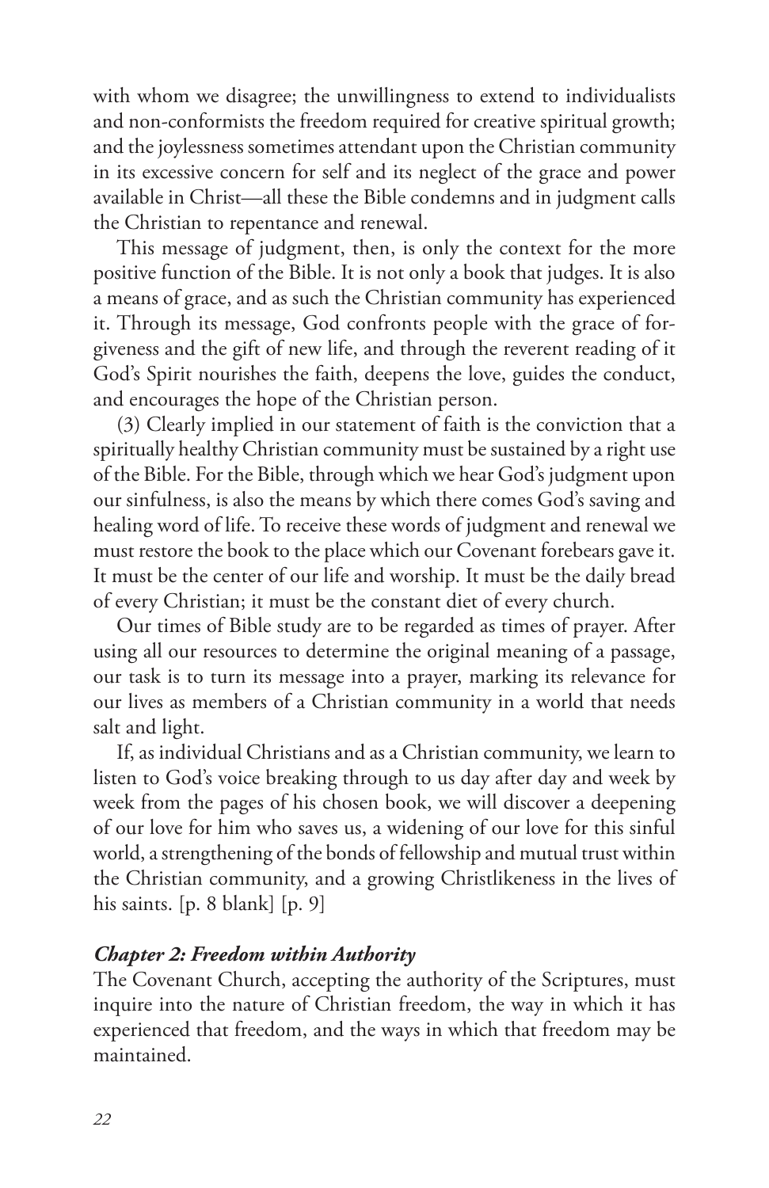with whom we disagree; the unwillingness to extend to individualists and non-conformists the freedom required for creative spiritual growth; and the joylessness sometimes attendant upon the Christian community in its excessive concern for self and its neglect of the grace and power available in Christ—all these the Bible condemns and in judgment calls the Christian to repentance and renewal.

This message of judgment, then, is only the context for the more positive function of the Bible. It is not only a book that judges. It is also a means of grace, and as such the Christian community has experienced it. Through its message, God confronts people with the grace of forgiveness and the gift of new life, and through the reverent reading of it God's Spirit nourishes the faith, deepens the love, guides the conduct, and encourages the hope of the Christian person.

(3) Clearly implied in our statement of faith is the conviction that a spiritually healthy Christian community must be sustained by a right use of the Bible. For the Bible, through which we hear God's judgment upon our sinfulness, is also the means by which there comes God's saving and healing word of life. To receive these words of judgment and renewal we must restore the book to the place which our Covenant forebears gave it. It must be the center of our life and worship. It must be the daily bread of every Christian; it must be the constant diet of every church.

Our times of Bible study are to be regarded as times of prayer. After using all our resources to determine the original meaning of a passage, our task is to turn its message into a prayer, marking its relevance for our lives as members of a Christian community in a world that needs salt and light.

If, as individual Christians and as a Christian community, we learn to listen to God's voice breaking through to us day after day and week by week from the pages of his chosen book, we will discover a deepening of our love for him who saves us, a widening of our love for this sinful world, a strengthening of the bonds of fellowship and mutual trust within the Christian community, and a growing Christlikeness in the lives of his saints. [p. 8 blank] [p. 9]

### *Chapter 2: Freedom within Authority*

The Covenant Church, accepting the authority of the Scriptures, must inquire into the nature of Christian freedom, the way in which it has experienced that freedom, and the ways in which that freedom may be maintained.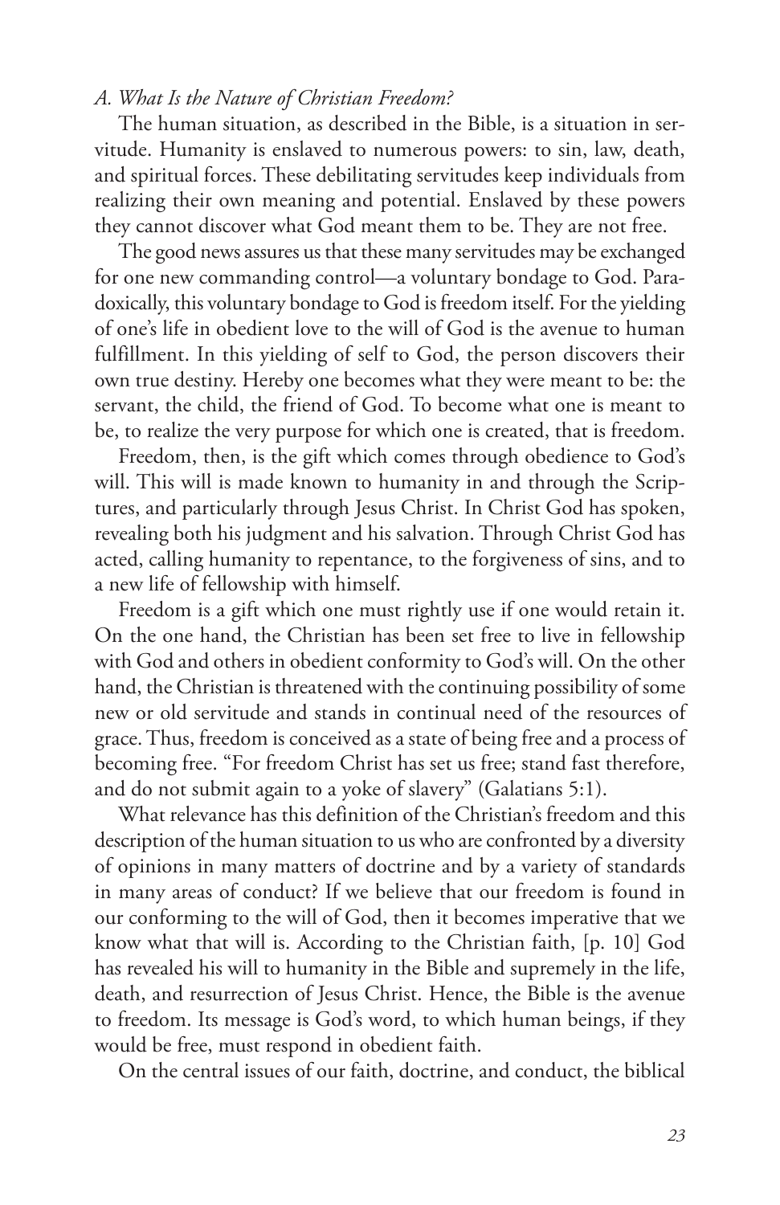### *A. What Is the Nature of Christian Freedom?*

The human situation, as described in the Bible, is a situation in servitude. Humanity is enslaved to numerous powers: to sin, law, death, and spiritual forces. These debilitating servitudes keep individuals from realizing their own meaning and potential. Enslaved by these powers they cannot discover what God meant them to be. They are not free.

The good news assures us that these many servitudes may be exchanged for one new commanding control—a voluntary bondage to God. Paradoxically, this voluntary bondage to God is freedom itself. For the yielding of one's life in obedient love to the will of God is the avenue to human fulfillment. In this yielding of self to God, the person discovers their own true destiny. Hereby one becomes what they were meant to be: the servant, the child, the friend of God. To become what one is meant to be, to realize the very purpose for which one is created, that is freedom.

Freedom, then, is the gift which comes through obedience to God's will. This will is made known to humanity in and through the Scriptures, and particularly through Jesus Christ. In Christ God has spoken, revealing both his judgment and his salvation. Through Christ God has acted, calling humanity to repentance, to the forgiveness of sins, and to a new life of fellowship with himself.

Freedom is a gift which one must rightly use if one would retain it. On the one hand, the Christian has been set free to live in fellowship with God and others in obedient conformity to God's will. On the other hand, the Christian is threatened with the continuing possibility of some new or old servitude and stands in continual need of the resources of grace. Thus, freedom is conceived as a state of being free and a process of becoming free. "For freedom Christ has set us free; stand fast therefore, and do not submit again to a yoke of slavery" (Galatians 5:1).

What relevance has this definition of the Christian's freedom and this description of the human situation to us who are confronted by a diversity of opinions in many matters of doctrine and by a variety of standards in many areas of conduct? If we believe that our freedom is found in our conforming to the will of God, then it becomes imperative that we know what that will is. According to the Christian faith, [p. 10] God has revealed his will to humanity in the Bible and supremely in the life, death, and resurrection of Jesus Christ. Hence, the Bible is the avenue to freedom. Its message is God's word, to which human beings, if they would be free, must respond in obedient faith.

On the central issues of our faith, doctrine, and conduct, the biblical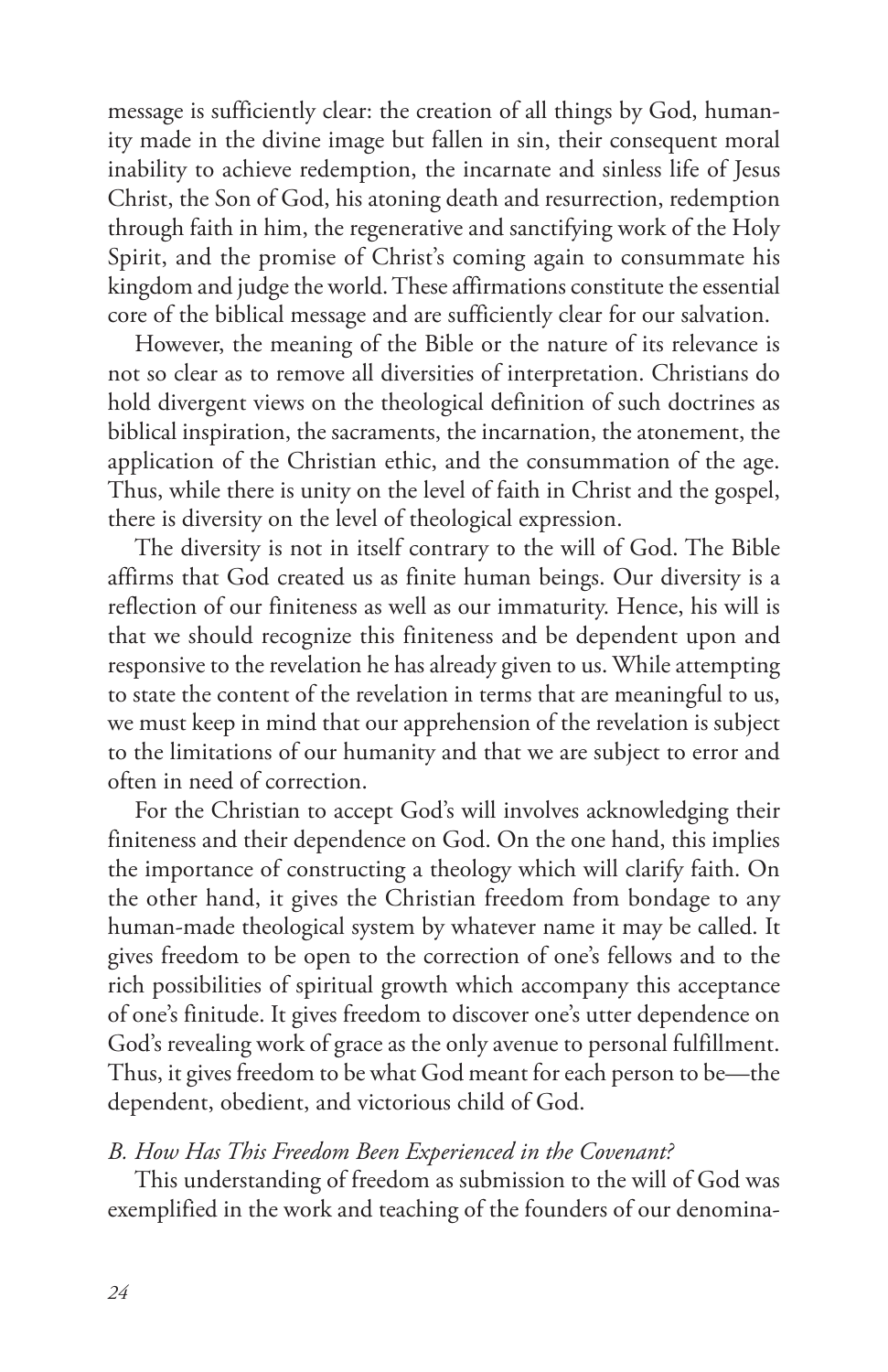message is sufficiently clear: the creation of all things by God, humanity made in the divine image but fallen in sin, their consequent moral inability to achieve redemption, the incarnate and sinless life of Jesus Christ, the Son of God, his atoning death and resurrection, redemption through faith in him, the regenerative and sanctifying work of the Holy Spirit, and the promise of Christ's coming again to consummate his kingdom and judge the world. These affirmations constitute the essential core of the biblical message and are sufficiently clear for our salvation.

However, the meaning of the Bible or the nature of its relevance is not so clear as to remove all diversities of interpretation. Christians do hold divergent views on the theological definition of such doctrines as biblical inspiration, the sacraments, the incarnation, the atonement, the application of the Christian ethic, and the consummation of the age. Thus, while there is unity on the level of faith in Christ and the gospel, there is diversity on the level of theological expression.

The diversity is not in itself contrary to the will of God. The Bible affirms that God created us as finite human beings. Our diversity is a reflection of our finiteness as well as our immaturity. Hence, his will is that we should recognize this finiteness and be dependent upon and responsive to the revelation he has already given to us. While attempting to state the content of the revelation in terms that are meaningful to us, we must keep in mind that our apprehension of the revelation is subject to the limitations of our humanity and that we are subject to error and often in need of correction.

For the Christian to accept God's will involves acknowledging their finiteness and their dependence on God. On the one hand, this implies the importance of constructing a theology which will clarify faith. On the other hand, it gives the Christian freedom from bondage to any human-made theological system by whatever name it may be called. It gives freedom to be open to the correction of one's fellows and to the rich possibilities of spiritual growth which accompany this acceptance of one's finitude. It gives freedom to discover one's utter dependence on God's revealing work of grace as the only avenue to personal fulfillment. Thus, it gives freedom to be what God meant for each person to be—the dependent, obedient, and victorious child of God.

### *B. How Has This Freedom Been Experienced in the Covenant?*

This understanding of freedom as submission to the will of God was exemplified in the work and teaching of the founders of our denomina-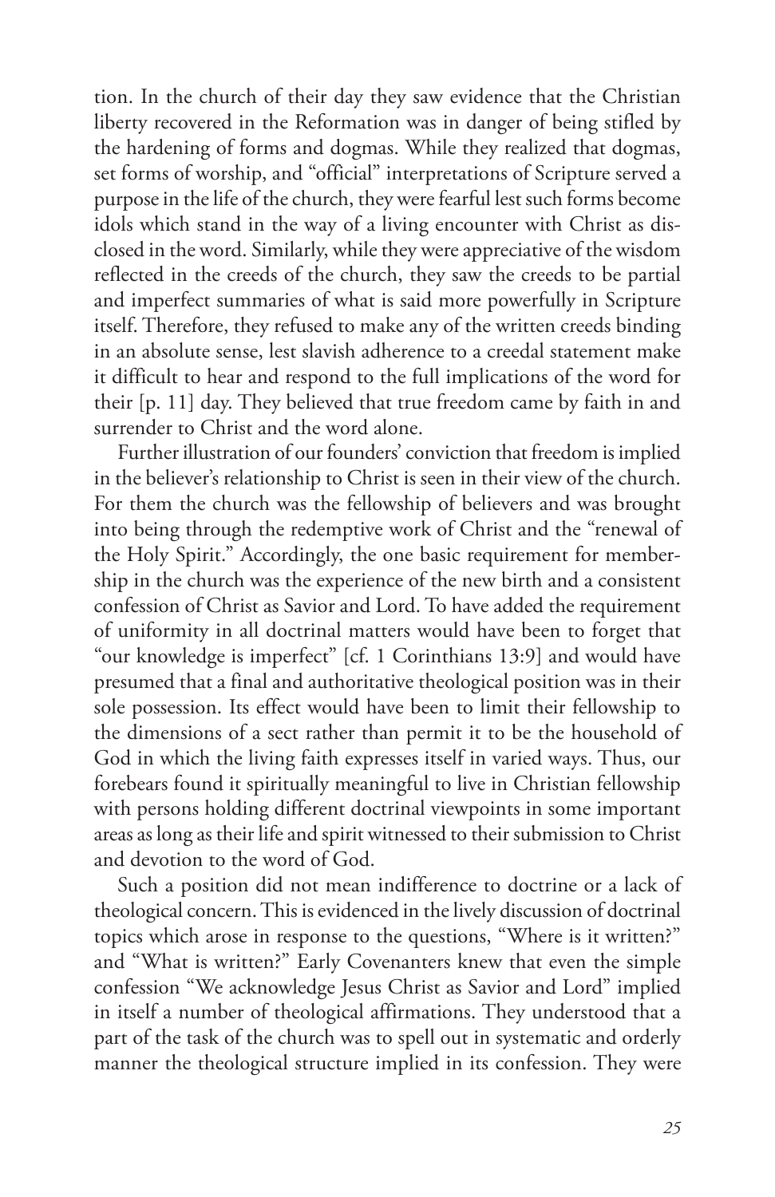tion. In the church of their day they saw evidence that the Christian liberty recovered in the Reformation was in danger of being stifled by the hardening of forms and dogmas. While they realized that dogmas, set forms of worship, and "official" interpretations of Scripture served a purpose in the life of the church, they were fearful lest such forms become idols which stand in the way of a living encounter with Christ as disclosed in the word. Similarly, while they were appreciative of the wisdom reflected in the creeds of the church, they saw the creeds to be partial and imperfect summaries of what is said more powerfully in Scripture itself. Therefore, they refused to make any of the written creeds binding in an absolute sense, lest slavish adherence to a creedal statement make it difficult to hear and respond to the full implications of the word for their [p. 11] day. They believed that true freedom came by faith in and surrender to Christ and the word alone.

Further illustration of our founders' conviction that freedom is implied in the believer's relationship to Christ is seen in their view of the church. For them the church was the fellowship of believers and was brought into being through the redemptive work of Christ and the "renewal of the Holy Spirit." Accordingly, the one basic requirement for membership in the church was the experience of the new birth and a consistent confession of Christ as Savior and Lord. To have added the requirement of uniformity in all doctrinal matters would have been to forget that "our knowledge is imperfect" [cf. 1 Corinthians 13:9] and would have presumed that a final and authoritative theological position was in their sole possession. Its effect would have been to limit their fellowship to the dimensions of a sect rather than permit it to be the household of God in which the living faith expresses itself in varied ways. Thus, our forebears found it spiritually meaningful to live in Christian fellowship with persons holding different doctrinal viewpoints in some important areas as long as their life and spirit witnessed to their submission to Christ and devotion to the word of God.

Such a position did not mean indifference to doctrine or a lack of theological concern. This is evidenced in the lively discussion of doctrinal topics which arose in response to the questions, "Where is it written?" and "What is written?" Early Covenanters knew that even the simple confession "We acknowledge Jesus Christ as Savior and Lord" implied in itself a number of theological affirmations. They understood that a part of the task of the church was to spell out in systematic and orderly manner the theological structure implied in its confession. They were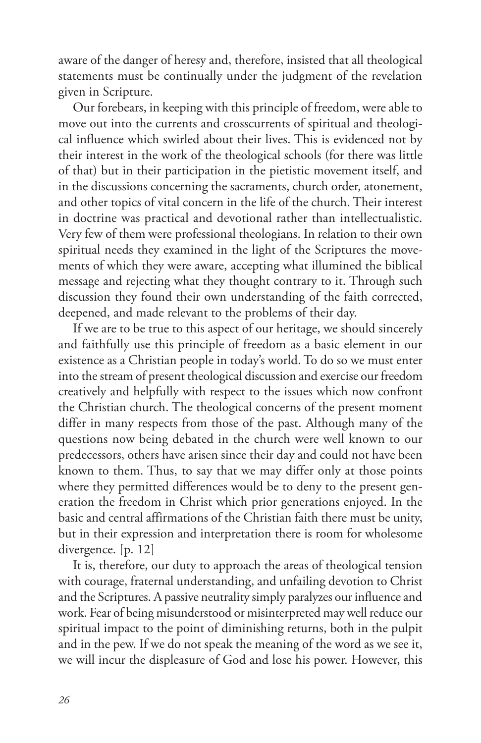aware of the danger of heresy and, therefore, insisted that all theological statements must be continually under the judgment of the revelation given in Scripture.

Our forebears, in keeping with this principle of freedom, were able to move out into the currents and crosscurrents of spiritual and theological influence which swirled about their lives. This is evidenced not by their interest in the work of the theological schools (for there was little of that) but in their participation in the pietistic movement itself, and in the discussions concerning the sacraments, church order, atonement, and other topics of vital concern in the life of the church. Their interest in doctrine was practical and devotional rather than intellectualistic. Very few of them were professional theologians. In relation to their own spiritual needs they examined in the light of the Scriptures the movements of which they were aware, accepting what illumined the biblical message and rejecting what they thought contrary to it. Through such discussion they found their own understanding of the faith corrected, deepened, and made relevant to the problems of their day.

If we are to be true to this aspect of our heritage, we should sincerely and faithfully use this principle of freedom as a basic element in our existence as a Christian people in today's world. To do so we must enter into the stream of present theological discussion and exercise our freedom creatively and helpfully with respect to the issues which now confront the Christian church. The theological concerns of the present moment differ in many respects from those of the past. Although many of the questions now being debated in the church were well known to our predecessors, others have arisen since their day and could not have been known to them. Thus, to say that we may differ only at those points where they permitted differences would be to deny to the present generation the freedom in Christ which prior generations enjoyed. In the basic and central affirmations of the Christian faith there must be unity, but in their expression and interpretation there is room for wholesome divergence. [p. 12]

It is, therefore, our duty to approach the areas of theological tension with courage, fraternal understanding, and unfailing devotion to Christ and the Scriptures. A passive neutrality simply paralyzes our influence and work. Fear of being misunderstood or misinterpreted may well reduce our spiritual impact to the point of diminishing returns, both in the pulpit and in the pew. If we do not speak the meaning of the word as we see it, we will incur the displeasure of God and lose his power. However, this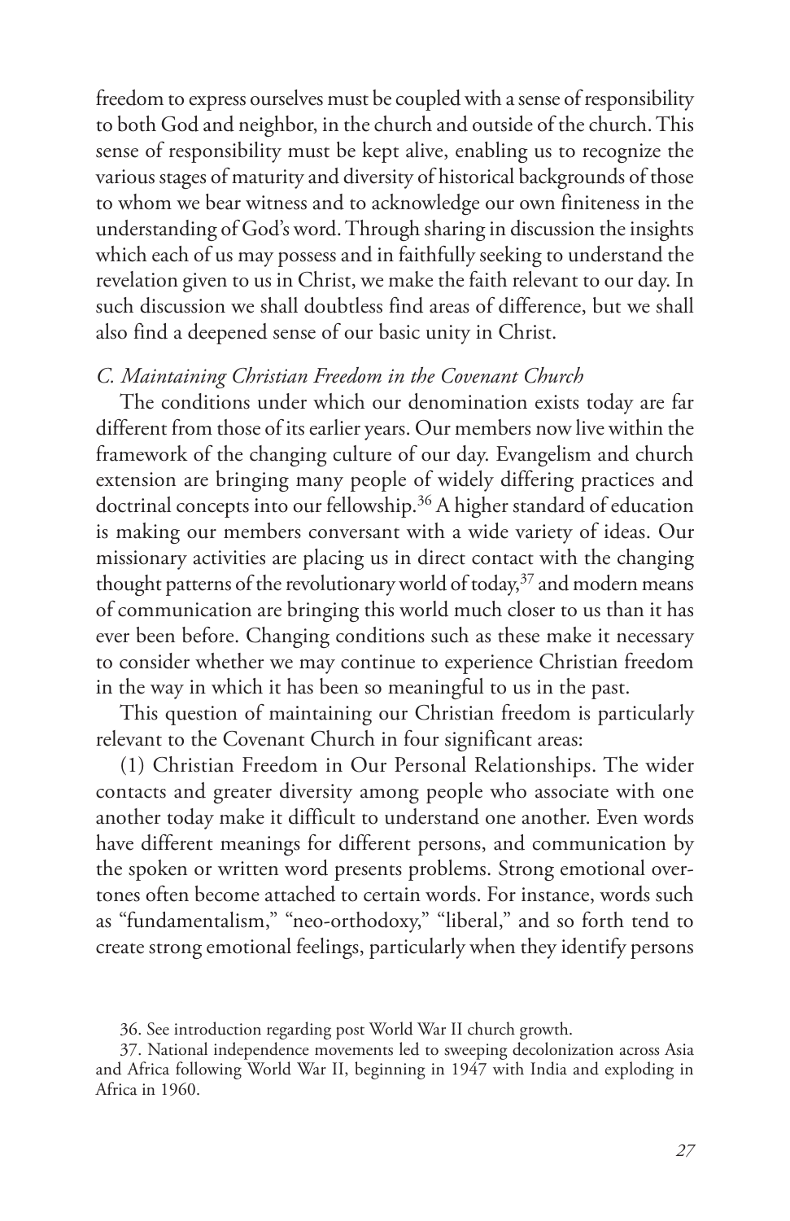freedom to express ourselves must be coupled with a sense of responsibility to both God and neighbor, in the church and outside of the church. This sense of responsibility must be kept alive, enabling us to recognize the various stages of maturity and diversity of historical backgrounds of those to whom we bear witness and to acknowledge our own finiteness in the understanding of God's word. Through sharing in discussion the insights which each of us may possess and in faithfully seeking to understand the revelation given to us in Christ, we make the faith relevant to our day. In such discussion we shall doubtless find areas of difference, but we shall also find a deepened sense of our basic unity in Christ.

### *C. Maintaining Christian Freedom in the Covenant Church*

The conditions under which our denomination exists today are far different from those of its earlier years. Our members now live within the framework of the changing culture of our day. Evangelism and church extension are bringing many people of widely differing practices and doctrinal concepts into our fellowship.[36] A higher standard of education is making our members conversant with a wide variety of ideas. Our missionary activities are placing us in direct contact with the changing thought patterns of the revolutionary world of today,[37] and modern means of communication are bringing this world much closer to us than it has ever been before. Changing conditions such as these make it necessary to consider whether we may continue to experience Christian freedom in the way in which it has been so meaningful to us in the past.

This question of maintaining our Christian freedom is particularly relevant to the Covenant Church in four significant areas:

(1) Christian Freedom in Our Personal Relationships. The wider contacts and greater diversity among people who associate with one another today make it difficult to understand one another. Even words have different meanings for different persons, and communication by the spoken or written word presents problems. Strong emotional overtones often become attached to certain words. For instance, words such as "fundamentalism," "neo-orthodoxy," "liberal," and so forth tend to create strong emotional feelings, particularly when they identify persons

36. See introduction regarding post World War II church growth.

37. National independence movements led to sweeping decolonization across Asia and Africa following World War II, beginning in 1947 with India and exploding in Africa in 1960.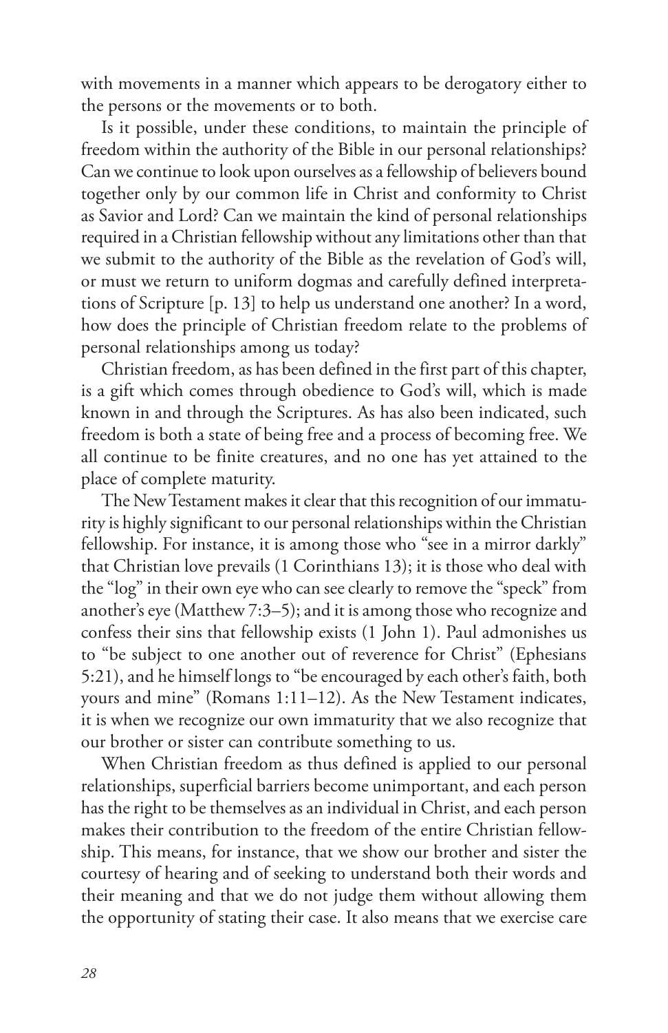with movements in a manner which appears to be derogatory either to the persons or the movements or to both.

Is it possible, under these conditions, to maintain the principle of freedom within the authority of the Bible in our personal relationships? Can we continue to look upon ourselves as a fellowship of believers bound together only by our common life in Christ and conformity to Christ as Savior and Lord? Can we maintain the kind of personal relationships required in a Christian fellowship without any limitations other than that we submit to the authority of the Bible as the revelation of God's will, or must we return to uniform dogmas and carefully defined interpretations of Scripture [p. 13] to help us understand one another? In a word, how does the principle of Christian freedom relate to the problems of personal relationships among us today?

Christian freedom, as has been defined in the first part of this chapter, is a gift which comes through obedience to God's will, which is made known in and through the Scriptures. As has also been indicated, such freedom is both a state of being free and a process of becoming free. We all continue to be finite creatures, and no one has yet attained to the place of complete maturity.

The New Testament makes it clear that this recognition of our immaturity is highly significant to our personal relationships within the Christian fellowship. For instance, it is among those who "see in a mirror darkly" that Christian love prevails (1 Corinthians 13); it is those who deal with the "log" in their own eye who can see clearly to remove the "speck" from another's eye (Matthew 7:3–5); and it is among those who recognize and confess their sins that fellowship exists (1 John 1). Paul admonishes us to "be subject to one another out of reverence for Christ" (Ephesians 5:21), and he himself longs to "be encouraged by each other's faith, both yours and mine" (Romans 1:11–12). As the New Testament indicates, it is when we recognize our own immaturity that we also recognize that our brother or sister can contribute something to us.

When Christian freedom as thus defined is applied to our personal relationships, superficial barriers become unimportant, and each person has the right to be themselves as an individual in Christ, and each person makes their contribution to the freedom of the entire Christian fellowship. This means, for instance, that we show our brother and sister the courtesy of hearing and of seeking to understand both their words and their meaning and that we do not judge them without allowing them the opportunity of stating their case. It also means that we exercise care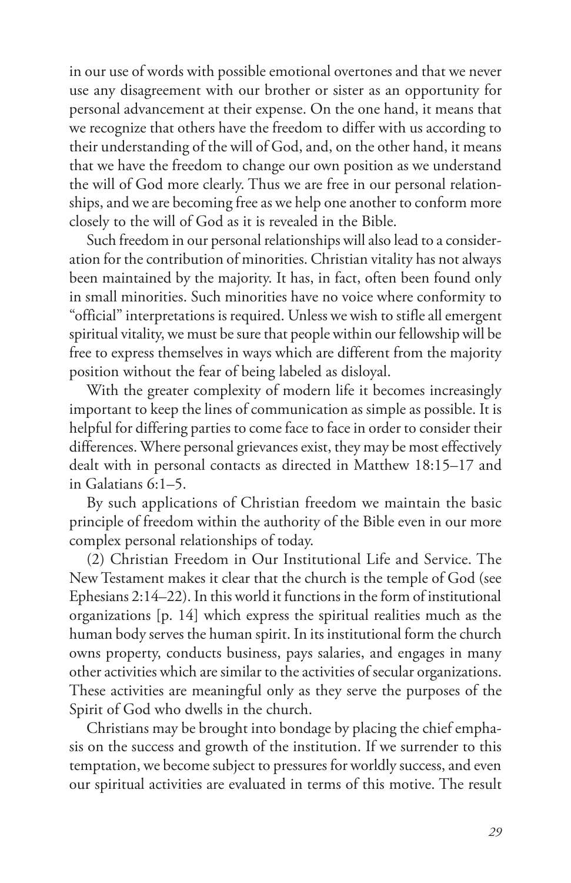in our use of words with possible emotional overtones and that we never use any disagreement with our brother or sister as an opportunity for personal advancement at their expense. On the one hand, it means that we recognize that others have the freedom to differ with us according to their understanding of the will of God, and, on the other hand, it means that we have the freedom to change our own position as we understand the will of God more clearly. Thus we are free in our personal relationships, and we are becoming free as we help one another to conform more closely to the will of God as it is revealed in the Bible.

Such freedom in our personal relationships will also lead to a consideration for the contribution of minorities. Christian vitality has not always been maintained by the majority. It has, in fact, often been found only in small minorities. Such minorities have no voice where conformity to "official" interpretations is required. Unless we wish to stifle all emergent spiritual vitality, we must be sure that people within our fellowship will be free to express themselves in ways which are different from the majority position without the fear of being labeled as disloyal.

With the greater complexity of modern life it becomes increasingly important to keep the lines of communication as simple as possible. It is helpful for differing parties to come face to face in order to consider their differences. Where personal grievances exist, they may be most effectively dealt with in personal contacts as directed in Matthew 18:15–17 and in Galatians 6:1–5.

By such applications of Christian freedom we maintain the basic principle of freedom within the authority of the Bible even in our more complex personal relationships of today.

(2) Christian Freedom in Our Institutional Life and Service. The New Testament makes it clear that the church is the temple of God (see Ephesians 2:14–22). In this world it functions in the form of institutional organizations [p. 14] which express the spiritual realities much as the human body serves the human spirit. In its institutional form the church owns property, conducts business, pays salaries, and engages in many other activities which are similar to the activities of secular organizations. These activities are meaningful only as they serve the purposes of the Spirit of God who dwells in the church.

Christians may be brought into bondage by placing the chief emphasis on the success and growth of the institution. If we surrender to this temptation, we become subject to pressures for worldly success, and even our spiritual activities are evaluated in terms of this motive. The result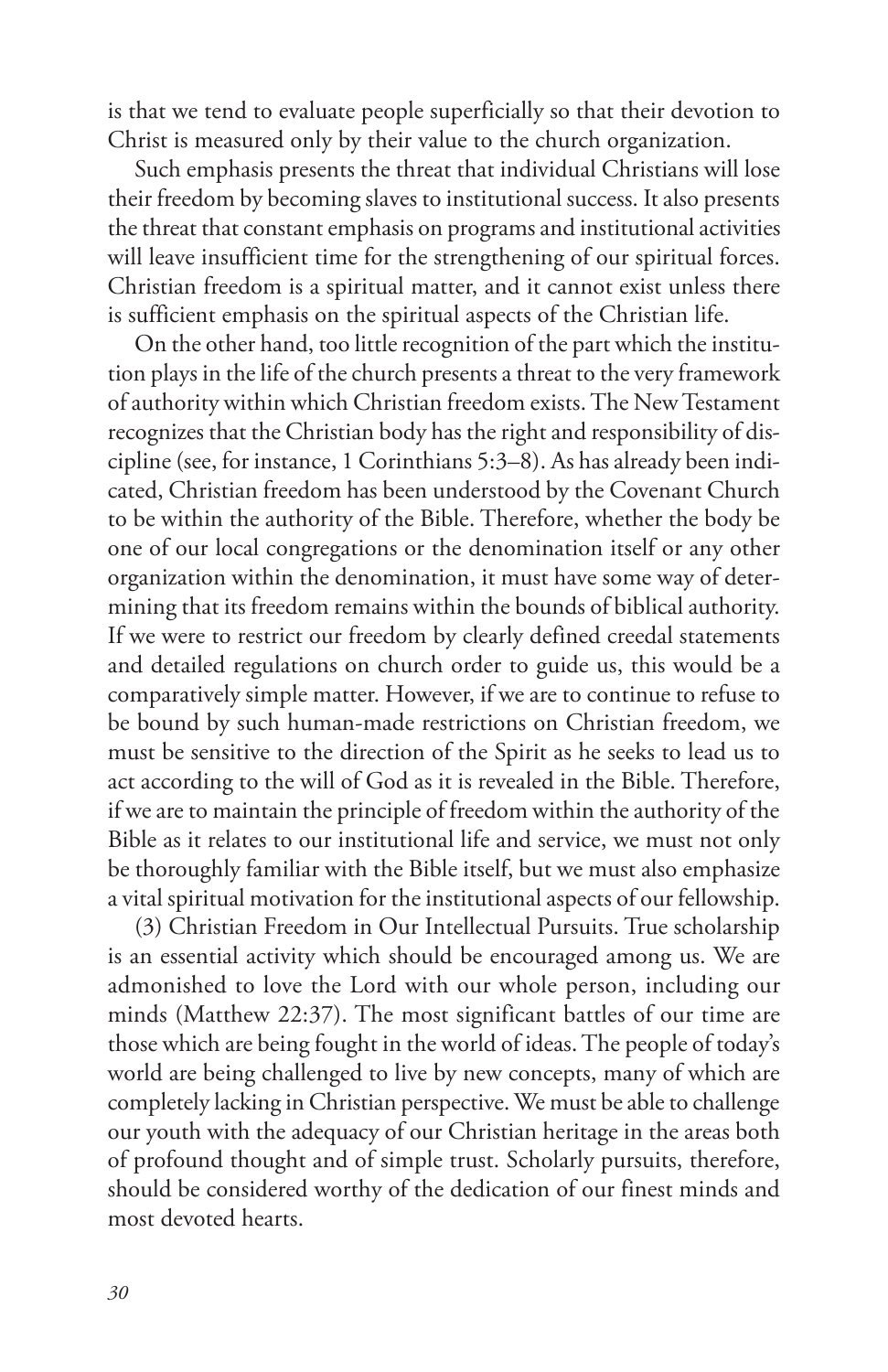is that we tend to evaluate people superficially so that their devotion to Christ is measured only by their value to the church organization.

Such emphasis presents the threat that individual Christians will lose their freedom by becoming slaves to institutional success. It also presents the threat that constant emphasis on programs and institutional activities will leave insufficient time for the strengthening of our spiritual forces. Christian freedom is a spiritual matter, and it cannot exist unless there is sufficient emphasis on the spiritual aspects of the Christian life.

On the other hand, too little recognition of the part which the institution plays in the life of the church presents a threat to the very framework of authority within which Christian freedom exists. The New Testament recognizes that the Christian body has the right and responsibility of discipline (see, for instance, 1 Corinthians 5:3–8). As has already been indicated, Christian freedom has been understood by the Covenant Church to be within the authority of the Bible. Therefore, whether the body be one of our local congregations or the denomination itself or any other organization within the denomination, it must have some way of determining that its freedom remains within the bounds of biblical authority. If we were to restrict our freedom by clearly defined creedal statements and detailed regulations on church order to guide us, this would be a comparatively simple matter. However, if we are to continue to refuse to be bound by such human-made restrictions on Christian freedom, we must be sensitive to the direction of the Spirit as he seeks to lead us to act according to the will of God as it is revealed in the Bible. Therefore, if we are to maintain the principle of freedom within the authority of the Bible as it relates to our institutional life and service, we must not only be thoroughly familiar with the Bible itself, but we must also emphasize a vital spiritual motivation for the institutional aspects of our fellowship.

(3) Christian Freedom in Our Intellectual Pursuits. True scholarship is an essential activity which should be encouraged among us. We are admonished to love the Lord with our whole person, including our minds (Matthew 22:37). The most significant battles of our time are those which are being fought in the world of ideas. The people of today's world are being challenged to live by new concepts, many of which are completely lacking in Christian perspective. We must be able to challenge our youth with the adequacy of our Christian heritage in the areas both of profound thought and of simple trust. Scholarly pursuits, therefore, should be considered worthy of the dedication of our finest minds and most devoted hearts.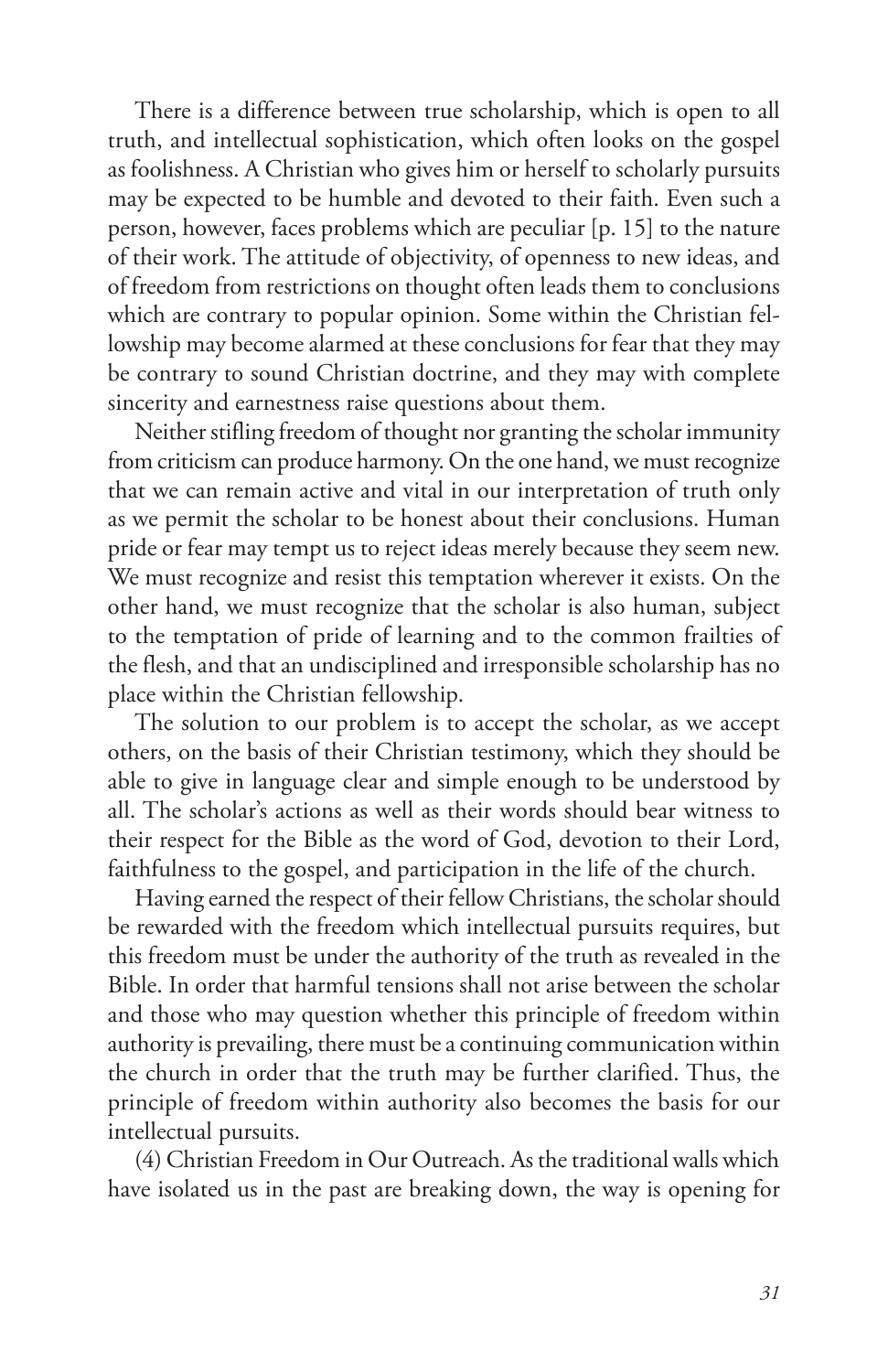There is a difference between true scholarship, which is open to all truth, and intellectual sophistication, which often looks on the gospel as foolishness. A Christian who gives him or herself to scholarly pursuits may be expected to be humble and devoted to their faith. Even such a person, however, faces problems which are peculiar [p. 15] to the nature of their work. The attitude of objectivity, of openness to new ideas, and of freedom from restrictions on thought often leads them to conclusions which are contrary to popular opinion. Some within the Christian fellowship may become alarmed at these conclusions for fear that they may be contrary to sound Christian doctrine, and they may with complete sincerity and earnestness raise questions about them.

Neither stifling freedom of thought nor granting the scholar immunity from criticism can produce harmony. On the one hand, we must recognize that we can remain active and vital in our interpretation of truth only as we permit the scholar to be honest about their conclusions. Human pride or fear may tempt us to reject ideas merely because they seem new. We must recognize and resist this temptation wherever it exists. On the other hand, we must recognize that the scholar is also human, subject to the temptation of pride of learning and to the common frailties of the flesh, and that an undisciplined and irresponsible scholarship has no place within the Christian fellowship.

The solution to our problem is to accept the scholar, as we accept others, on the basis of their Christian testimony, which they should be able to give in language clear and simple enough to be understood by all. The scholar's actions as well as their words should bear witness to their respect for the Bible as the word of God, devotion to their Lord, faithfulness to the gospel, and participation in the life of the church.

Having earned the respect of their fellow Christians, the scholar should be rewarded with the freedom which intellectual pursuits requires, but this freedom must be under the authority of the truth as revealed in the Bible. In order that harmful tensions shall not arise between the scholar and those who may question whether this principle of freedom within authority is prevailing, there must be a continuing communication within the church in order that the truth may be further clarified. Thus, the principle of freedom within authority also becomes the basis for our intellectual pursuits.

(4) Christian Freedom in Our Outreach. As the traditional walls which have isolated us in the past are breaking down, the way is opening for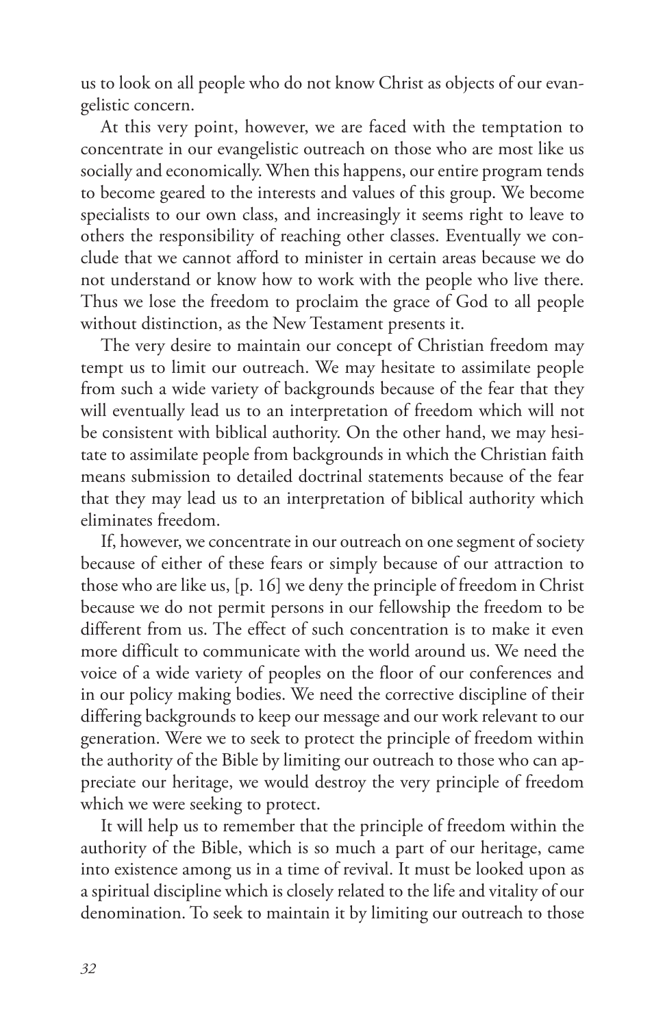us to look on all people who do not know Christ as objects of our evangelistic concern.

At this very point, however, we are faced with the temptation to concentrate in our evangelistic outreach on those who are most like us socially and economically. When this happens, our entire program tends to become geared to the interests and values of this group. We become specialists to our own class, and increasingly it seems right to leave to others the responsibility of reaching other classes. Eventually we conclude that we cannot afford to minister in certain areas because we do not understand or know how to work with the people who live there. Thus we lose the freedom to proclaim the grace of God to all people without distinction, as the New Testament presents it.

The very desire to maintain our concept of Christian freedom may tempt us to limit our outreach. We may hesitate to assimilate people from such a wide variety of backgrounds because of the fear that they will eventually lead us to an interpretation of freedom which will not be consistent with biblical authority. On the other hand, we may hesitate to assimilate people from backgrounds in which the Christian faith means submission to detailed doctrinal statements because of the fear that they may lead us to an interpretation of biblical authority which eliminates freedom.

If, however, we concentrate in our outreach on one segment of society because of either of these fears or simply because of our attraction to those who are like us, [p. 16] we deny the principle of freedom in Christ because we do not permit persons in our fellowship the freedom to be different from us. The effect of such concentration is to make it even more difficult to communicate with the world around us. We need the voice of a wide variety of peoples on the floor of our conferences and in our policy making bodies. We need the corrective discipline of their differing backgrounds to keep our message and our work relevant to our generation. Were we to seek to protect the principle of freedom within the authority of the Bible by limiting our outreach to those who can appreciate our heritage, we would destroy the very principle of freedom which we were seeking to protect.

It will help us to remember that the principle of freedom within the authority of the Bible, which is so much a part of our heritage, came into existence among us in a time of revival. It must be looked upon as a spiritual discipline which is closely related to the life and vitality of our denomination. To seek to maintain it by limiting our outreach to those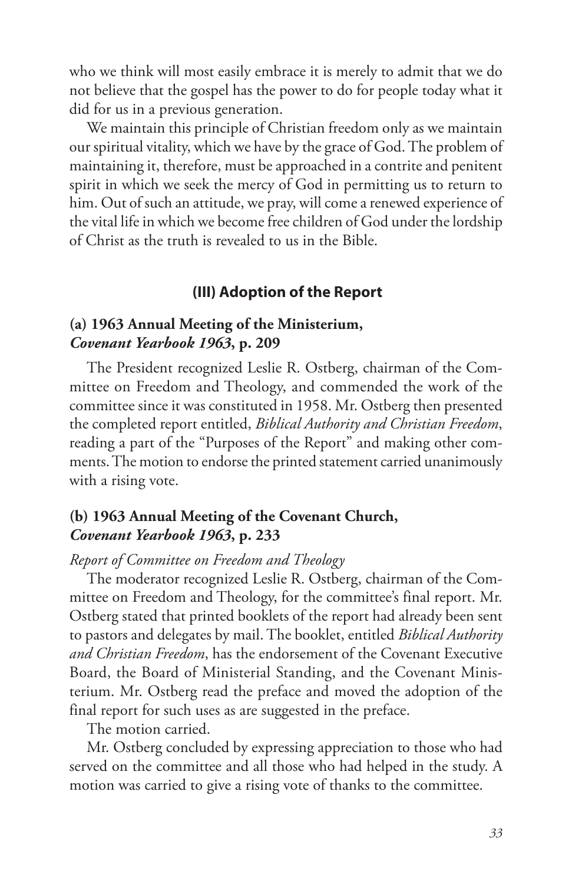who we think will most easily embrace it is merely to admit that we do not believe that the gospel has the power to do for people today what it did for us in a previous generation.

We maintain this principle of Christian freedom only as we maintain our spiritual vitality, which we have by the grace of God. The problem of maintaining it, therefore, must be approached in a contrite and penitent spirit in which we seek the mercy of God in permitting us to return to him. Out of such an attitude, we pray, will come a renewed experience of the vital life in which we become free children of God under the lordship of Christ as the truth is revealed to us in the Bible.

## (III) Adoption of the Report

### (a) 1963 Annual Meeting of the Ministerium, *Covenant Yearbook 1963*, p. 209

The President recognized Leslie R. Ostberg, chairman of the Committee on Freedom and Theology, and commended the work of the committee since it was constituted in 1958. Mr. Ostberg then presented the completed report entitled, *Biblical Authority and Christian Freedom*, reading a part of the "Purposes of the Report" and making other comments. The motion to endorse the printed statement carried unanimously with a rising vote.

### (b) 1963 Annual Meeting of the Covenant Church, *Covenant Yearbook 1963*, p. 233

*Report of Committee on Freedom and Theology*

The moderator recognized Leslie R. Ostberg, chairman of the Committee on Freedom and Theology, for the committee's final report. Mr. Ostberg stated that printed booklets of the report had already been sent to pastors and delegates by mail. The booklet, entitled *Biblical Authority and Christian Freedom*, has the endorsement of the Covenant Executive Board, the Board of Ministerial Standing, and the Covenant Ministerium. Mr. Ostberg read the preface and moved the adoption of the final report for such uses as are suggested in the preface.

The motion carried.

Mr. Ostberg concluded by expressing appreciation to those who had served on the committee and all those who had helped in the study. A motion was carried to give a rising vote of thanks to the committee.